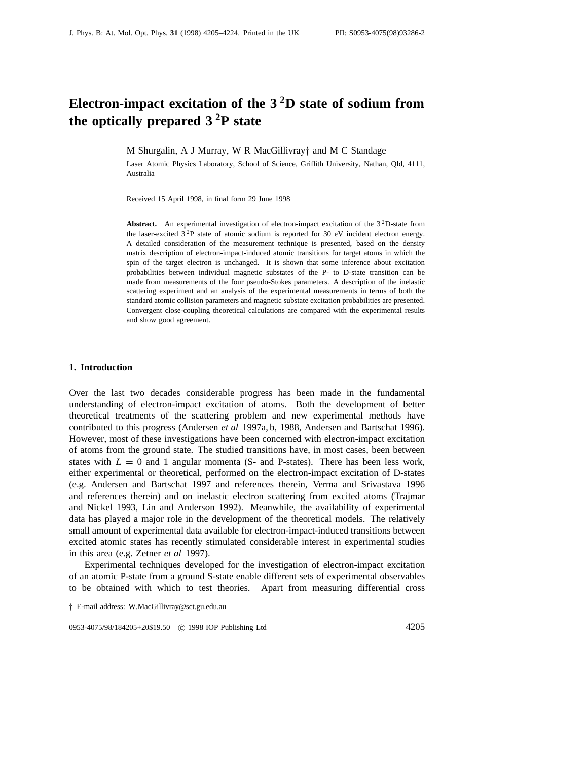# Electron-impact excitation of the 3 $^2$D state of sodium from the optically prepared 3 $^2$P state

M Shurgalin, A J Murray, W R MacGillivray† and M C Standage

Laser Atomic Physics Laboratory, School of Science, Griffith University, Nathan, Qld, 4111, Australia

Received 15 April 1998, in final form 29 June 1998

**Abstract.** An experimental investigation of electron-impact excitation of the 3 $^2$D-state from the laser-excited 3 $^2$P state of atomic sodium is reported for 30 eV incident electron energy. A detailed consideration of the measurement technique is presented, based on the density matrix description of electron-impact-induced atomic transitions for target atoms in which the spin of the target electron is unchanged. It is shown that some inference about excitation probabilities between individual magnetic substates of the P- to D-state transition can be made from measurements of the four pseudo-Stokes parameters. A description of the inelastic scattering experiment and an analysis of the experimental measurements in terms of both the standard atomic collision parameters and magnetic substate excitation probabilities are presented. Convergent close-coupling theoretical calculations are compared with the experimental results and show good agreement.

## 1. Introduction

Over the last two decades considerable progress has been made in the fundamental understanding of electron-impact excitation of atoms. Both the development of better theoretical treatments of the scattering problem and new experimental methods have contributed to this progress (Andersen *et al* 1997a, b, 1988, Andersen and Bartschat 1996). However, most of these investigations have been concerned with electron-impact excitation of atoms from the ground state. The studied transitions have, in most cases, been between states with $L = 0$ and 1 angular momenta (S- and P-states). There has been less work, either experimental or theoretical, performed on the electron-impact excitation of D-states (e.g. Andersen and Bartschat 1997 and references therein, Verma and Srivastava 1996 and references therein) and on inelastic electron scattering from excited atoms (Trajmar and Nickel 1993, Lin and Anderson 1992). Meanwhile, the availability of experimental data has played a major role in the development of the theoretical models. The relatively small amount of experimental data available for electron-impact-induced transitions between excited atomic states has recently stimulated considerable interest in experimental studies in this area (e.g. Zetner *et al* 1997).

Experimental techniques developed for the investigation of electron-impact excitation of an atomic P-state from a ground S-state enable different sets of experimental observables to be obtained with which to test theories. Apart from measuring differential cross

† E-mail address: W.MacGillivray@sct.gu.edu.au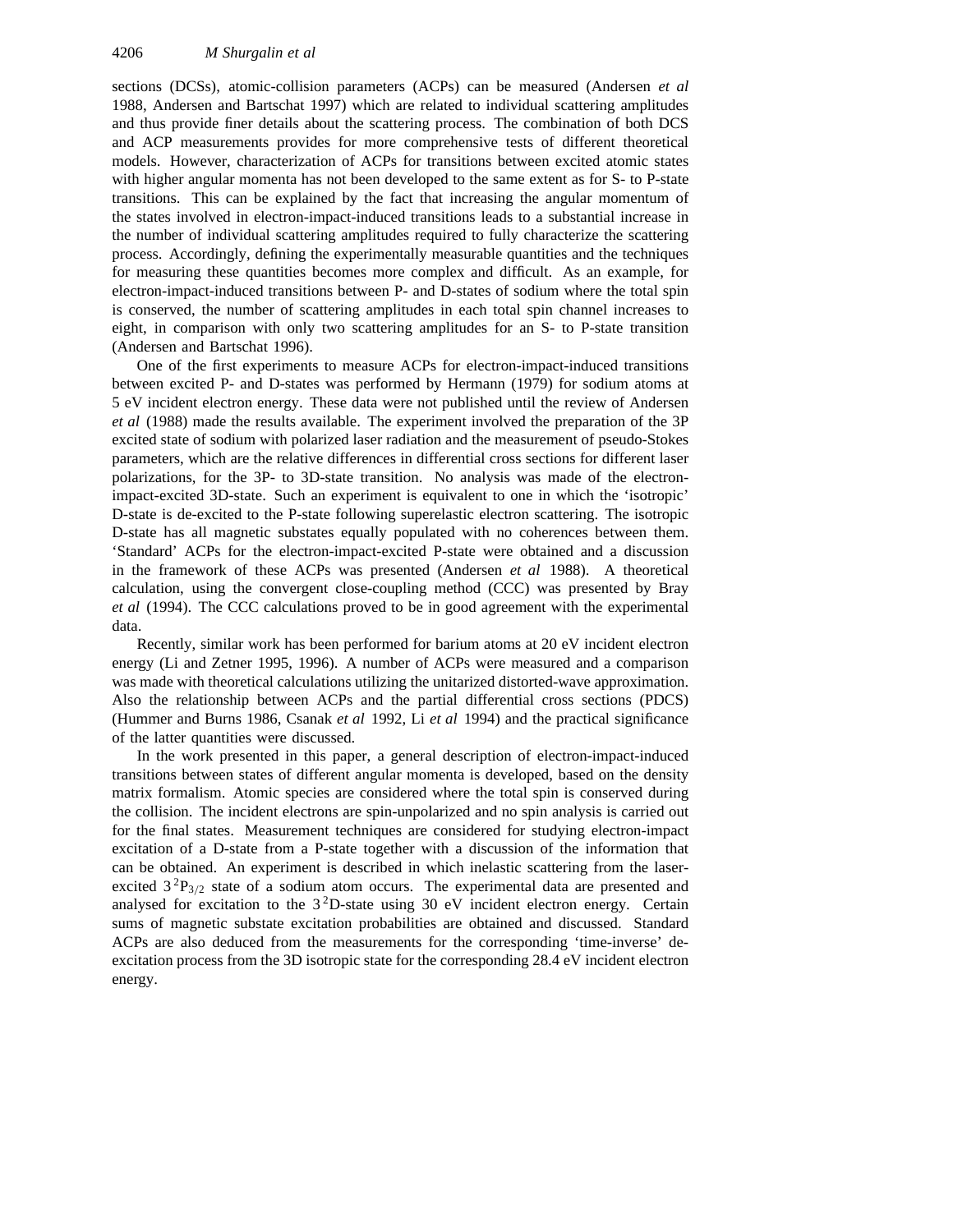sections (DCSs), atomic-collision parameters (ACPs) can be measured (Andersen *et al* 1988, Andersen and Bartschat 1997) which are related to individual scattering amplitudes and thus provide finer details about the scattering process. The combination of both DCS and ACP measurements provides for more comprehensive tests of different theoretical models. However, characterization of ACPs for transitions between excited atomic states with higher angular momenta has not been developed to the same extent as for S- to P-state transitions. This can be explained by the fact that increasing the angular momentum of the states involved in electron-impact-induced transitions leads to a substantial increase in the number of individual scattering amplitudes required to fully characterize the scattering process. Accordingly, defining the experimentally measurable quantities and the techniques for measuring these quantities becomes more complex and difficult. As an example, for electron-impact-induced transitions between P- and D-states of sodium where the total spin is conserved, the number of scattering amplitudes in each total spin channel increases to eight, in comparison with only two scattering amplitudes for an S- to P-state transition (Andersen and Bartschat 1996).

One of the first experiments to measure ACPs for electron-impact-induced transitions between excited P- and D-states was performed by Hermann (1979) for sodium atoms at 5 eV incident electron energy. These data were not published until the review of Andersen *et al* (1988) made the results available. The experiment involved the preparation of the 3P excited state of sodium with polarized laser radiation and the measurement of pseudo-Stokes parameters, which are the relative differences in differential cross sections for different laser polarizations, for the 3P- to 3D-state transition. No analysis was made of the electron-impact-excited 3D-state. Such an experiment is equivalent to one in which the 'isotropic' D-state is de-excited to the P-state following superelastic electron scattering. The isotropic D-state has all magnetic substates equally populated with no coherences between them. 'Standard' ACPs for the electron-impact-excited P-state were obtained and a discussion in the framework of these ACPs was presented (Andersen *et al* 1988). A theoretical calculation, using the convergent close-coupling method (CCC) was presented by Bray *et al* (1994). The CCC calculations proved to be in good agreement with the experimental data.

Recently, similar work has been performed for barium atoms at 20 eV incident electron energy (Li and Zetner 1995, 1996). A number of ACPs were measured and a comparison was made with theoretical calculations utilizing the unitarized distorted-wave approximation. Also the relationship between ACPs and the partial differential cross sections (PDCS) (Hummer and Burns 1986, Csanak *et al* 1992, Li *et al* 1994) and the practical significance of the latter quantities were discussed.

In the work presented in this paper, a general description of electron-impact-induced transitions between states of different angular momenta is developed, based on the density matrix formalism. Atomic species are considered where the total spin is conserved during the collision. The incident electrons are spin-unpolarized and no spin analysis is carried out for the final states. Measurement techniques are considered for studying electron-impact excitation of a D-state from a P-state together with a discussion of the information that can be obtained. An experiment is described in which inelastic scattering from the laser-excited $3\,^2P_{3/2}$ state of a sodium atom occurs. The experimental data are presented and analysed for excitation to the $3\,^2D$-state using 30 eV incident electron energy. Certain sums of magnetic substate excitation probabilities are obtained and discussed. Standard ACPs are also deduced from the measurements for the corresponding 'time-inverse' de-excitation process from the 3D isotropic state for the corresponding 28.4 eV incident electron energy.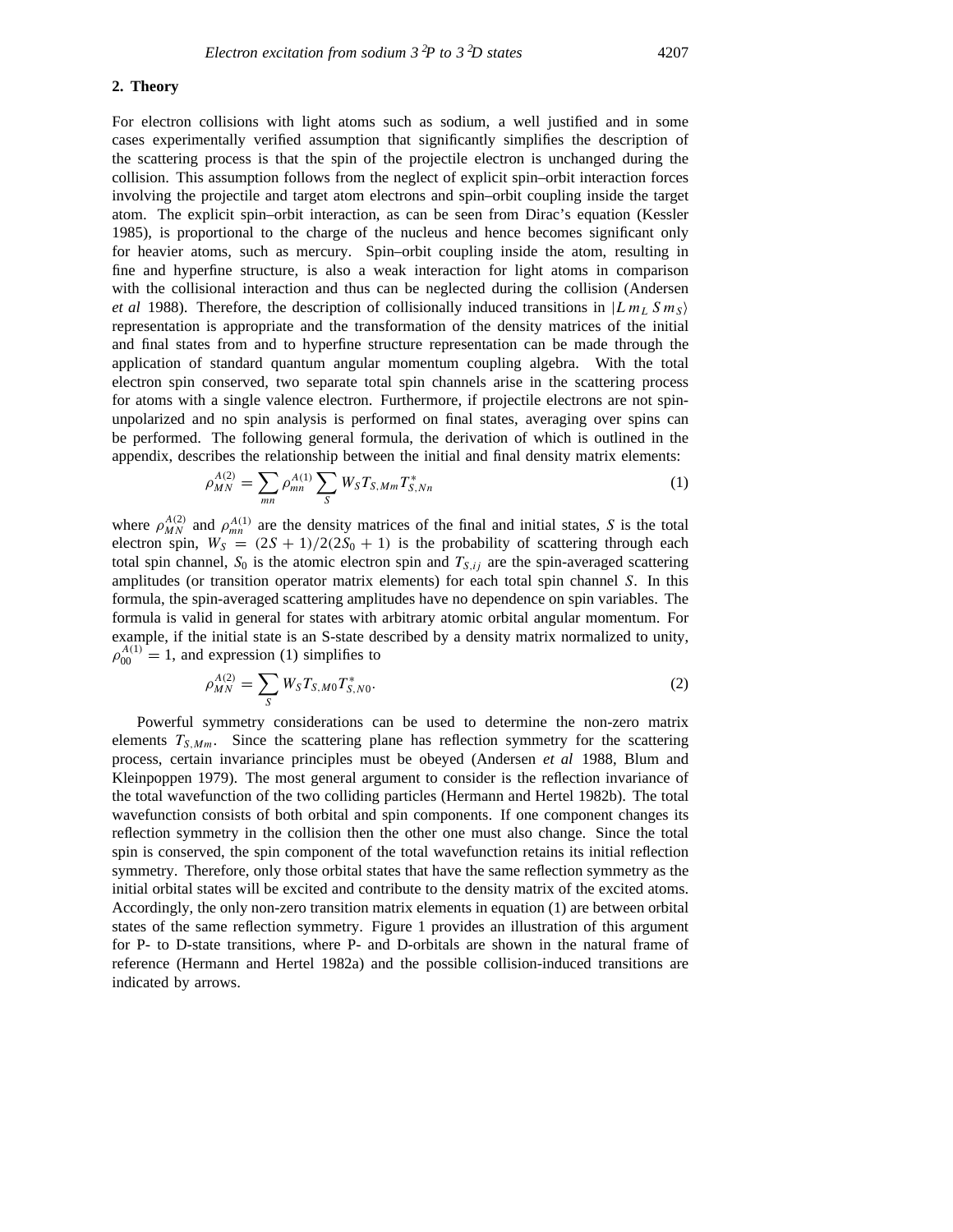## 2. Theory

For electron collisions with light atoms such as sodium, a well justified and in some cases experimentally verified assumption that significantly simplifies the description of the scattering process is that the spin of the projectile electron is unchanged during the collision. This assumption follows from the neglect of explicit spin–orbit interaction forces involving the projectile and target atom electrons and spin–orbit coupling inside the target atom. The explicit spin–orbit interaction, as can be seen from Dirac's equation (Kessler 1985), is proportional to the charge of the nucleus and hence becomes significant only for heavier atoms, such as mercury. Spin–orbit coupling inside the atom, resulting in fine and hyperfine structure, is also a weak interaction for light atoms in comparison with the collisional interaction and thus can be neglected during the collision (Andersen *et al* 1988). Therefore, the description of collisionally induced transitions in $|L\, m_L\, S\, m_S\rangle$ representation is appropriate and the transformation of the density matrices of the initial and final states from and to hyperfine structure representation can be made through the application of standard quantum angular momentum coupling algebra. With the total electron spin conserved, two separate total spin channels arise in the scattering process for atoms with a single valence electron. Furthermore, if projectile electrons are not spin-unpolarized and no spin analysis is performed on final states, averaging over spins can be performed. The following general formula, the derivation of which is outlined in the appendix, describes the relationship between the initial and final density matrix elements:

$$\rho_{MN}^{A(2)} = \sum_{mn} \rho_{mn}^{A(1)} \sum_{S} W_S T_{S,Mm} T_{S,Nn}^{*} \tag{1}$$

where $\rho_{MN}^{A(2)}$ and $\rho_{mn}^{A(1)}$ are the density matrices of the final and initial states, $S$ is the total electron spin, $W_S = (2S+1)/2(2S_0+1)$ is the probability of scattering through each total spin channel, $S_0$ is the atomic electron spin and $T_{S,ij}$ are the spin-averaged scattering amplitudes (or transition operator matrix elements) for each total spin channel $S$. In this formula, the spin-averaged scattering amplitudes have no dependence on spin variables. The formula is valid in general for states with arbitrary atomic orbital angular momentum. For example, if the initial state is an S-state described by a density matrix normalized to unity, $\rho_{00}^{A(1)} = 1$, and expression (1) simplifies to

$$\rho_{MN}^{A(2)} = \sum_{S} W_S T_{S,M0} T_{S,N0}^{*}. \tag{2}$$

Powerful symmetry considerations can be used to determine the non-zero matrix elements $T_{S,Mm}$. Since the scattering plane has reflection symmetry for the scattering process, certain invariance principles must be obeyed (Andersen *et al* 1988, Blum and Kleinpoppen 1979). The most general argument to consider is the reflection invariance of the total wavefunction of the two colliding particles (Hermann and Hertel 1982b). The total wavefunction consists of both orbital and spin components. If one component changes its reflection symmetry in the collision then the other one must also change. Since the total spin is conserved, the spin component of the total wavefunction retains its initial reflection symmetry. Therefore, only those orbital states that have the same reflection symmetry as the initial orbital states will be excited and contribute to the density matrix of the excited atoms. Accordingly, the only non-zero transition matrix elements in equation (1) are between orbital states of the same reflection symmetry. Figure 1 provides an illustration of this argument for P- to D-state transitions, where P- and D-orbitals are shown in the natural frame of reference (Hermann and Hertel 1982a) and the possible collision-induced transitions are indicated by arrows.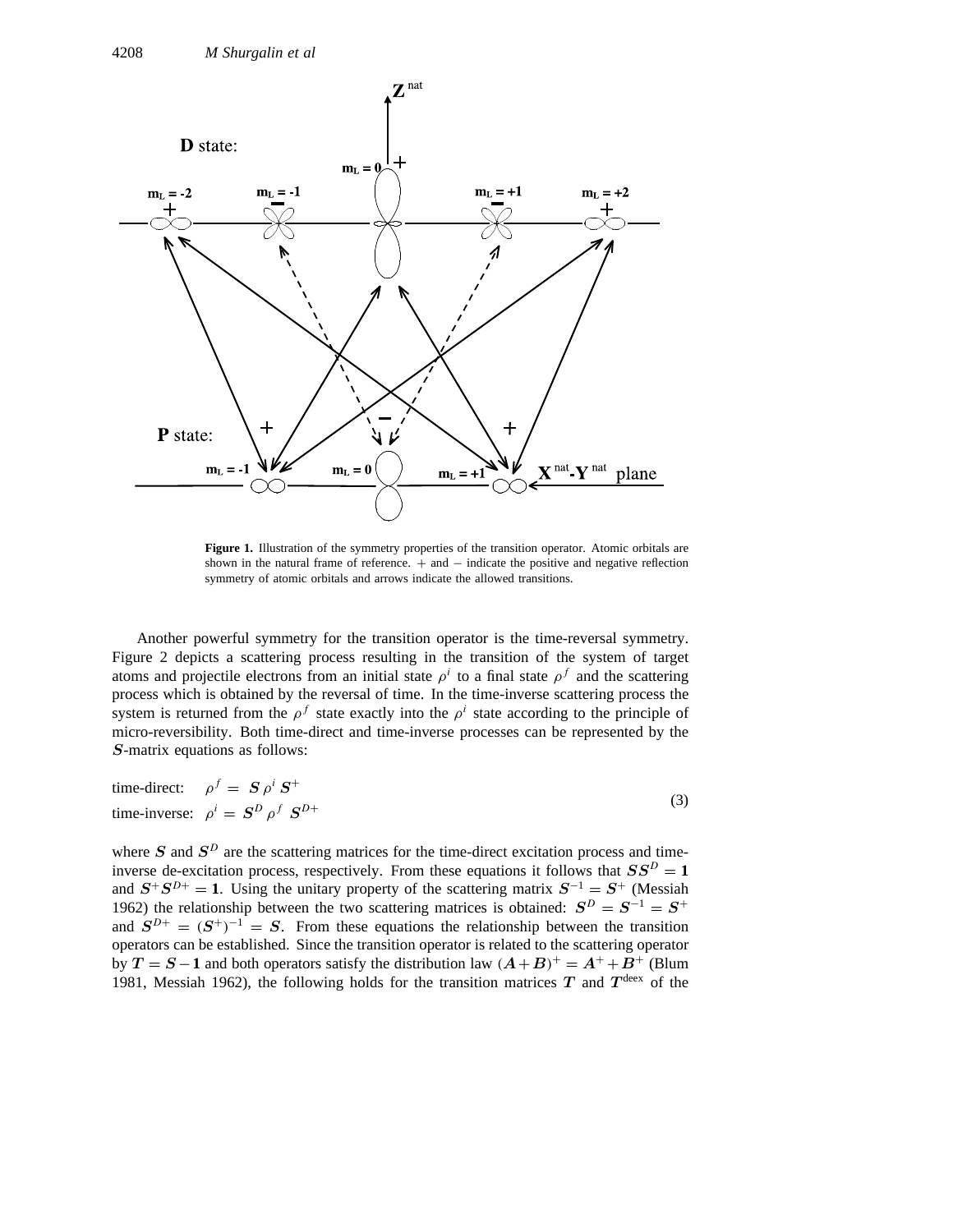**Figure 1.** Illustration of the symmetry properties of the transition operator. Atomic orbitals are shown in the natural frame of reference. $+$ and $-$ indicate the positive and negative reflection symmetry of atomic orbitals and arrows indicate the allowed transitions.

Another powerful symmetry for the transition operator is the time-reversal symmetry. Figure 2 depicts a scattering process resulting in the transition of the system of target atoms and projectile electrons from an initial state $\rho^i$ to a final state $\rho^f$ and the scattering process which is obtained by the reversal of time. In the time-inverse scattering process the system is returned from the $\rho^f$ state exactly into the $\rho^i$ state according to the principle of micro-reversibility. Both time-direct and time-inverse processes can be represented by the $\boldsymbol{S}$-matrix equations as follows:

$$
\begin{aligned}
&\text{time-direct:} \quad \rho^f = \boldsymbol{S}\,\rho^i\,\boldsymbol{S}^+ \\
&\text{time-inverse:} \quad \rho^i = \boldsymbol{S}^D\,\rho^f\,\boldsymbol{S}^{D+}
\end{aligned} \tag{3}
$$

where $\boldsymbol{S}$ and $\boldsymbol{S}^D$ are the scattering matrices for the time-direct excitation process and time-inverse de-excitation process, respectively. From these equations it follows that $\boldsymbol{S}\boldsymbol{S}^D = \mathbf{1}$ and $\boldsymbol{S}^+\boldsymbol{S}^{D+} = \mathbf{1}$. Using the unitary property of the scattering matrix $\boldsymbol{S}^{-1} = \boldsymbol{S}^+$ (Messiah 1962) the relationship between the two scattering matrices is obtained: $\boldsymbol{S}^D = \boldsymbol{S}^{-1} = \boldsymbol{S}^+$ and $\boldsymbol{S}^{D+} = (\boldsymbol{S}^+)^{-1} = \boldsymbol{S}$. From these equations the relationship between the transition operators can be established. Since the transition operator is related to the scattering operator by $\boldsymbol{T} = \boldsymbol{S} - \mathbf{1}$ and both operators satisfy the distribution law $(\boldsymbol{A}+\boldsymbol{B})^+ = \boldsymbol{A}^+ + \boldsymbol{B}^+$ (Blum 1981, Messiah 1962), the following holds for the transition matrices $\boldsymbol{T}$ and $\boldsymbol{T}^{\text{deex}}$ of the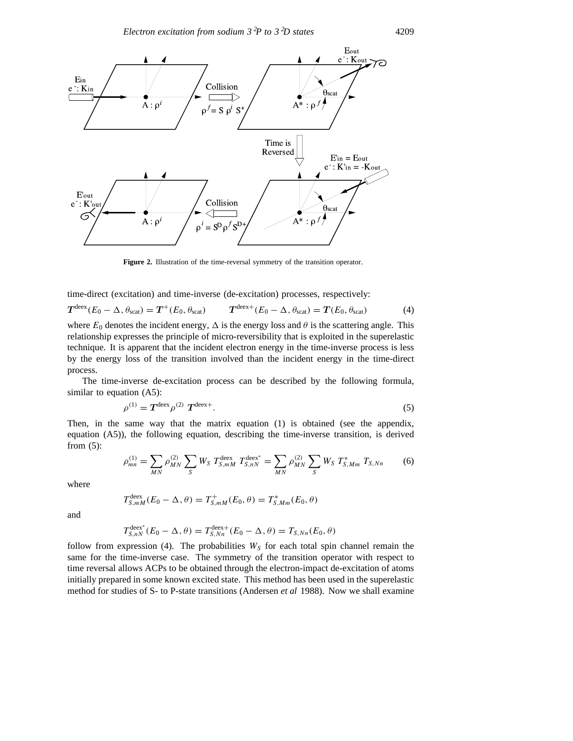**Figure 2.** Illustration of the time-reversal symmetry of the transition operator.

time-direct (excitation) and time-inverse (de-excitation) processes, respectively:

$$\boldsymbol{T}^{\text{deex}}(E_0 - \Delta, \theta_{\text{scat}}) = \boldsymbol{T}^{+}(E_0, \theta_{\text{scat}}) \qquad \boldsymbol{T}^{\text{deex}+}(E_0 - \Delta, \theta_{\text{scat}}) = \boldsymbol{T}(E_0, \theta_{\text{scat}}) \tag{4}$$

where $E_0$ denotes the incident energy, $\Delta$ is the energy loss and $\theta$ is the scattering angle. This relationship expresses the principle of micro-reversibility that is exploited in the superelastic technique. It is apparent that the incident electron energy in the time-inverse process is less by the energy loss of the transition involved than the incident energy in the time-direct process.

The time-inverse de-excitation process can be described by the following formula, similar to equation (A5):

$$\rho^{(1)} = \boldsymbol{T}^{\text{deex}} \rho^{(2)} \, \boldsymbol{T}^{\text{deex}+}. \tag{5}$$

Then, in the same way that the matrix equation (1) is obtained (see the appendix, equation (A5)), the following equation, describing the time-inverse transition, is derived from (5):

$$\rho^{(1)}_{mn} = \sum_{MN} \rho^{(2)}_{MN} \sum_{S} W_S \, T^{\text{deex}}_{S,mM} \, T^{\text{deex}^*}_{S,nN} = \sum_{MN} \rho^{(2)}_{MN} \sum_{S} W_S \, T^{*}_{S,Mm} \, T_{S,Nn} \tag{6}$$

where

$$T^{\text{deex}}_{S,mM}(E_0 - \Delta, \theta) = T^{+}_{S,mM}(E_0, \theta) = T^{*}_{S,Mm}(E_0, \theta)$$

and

$$T^{\text{deex}^*}_{S,nN}(E_0 - \Delta, \theta) = T^{\text{deex}+}_{S,Nn}(E_0 - \Delta, \theta) = T_{S,Nn}(E_0, \theta)$$

follow from expression (4). The probabilities $W_S$ for each total spin channel remain the same for the time-inverse case. The symmetry of the transition operator with respect to time reversal allows ACPs to be obtained through the electron-impact de-excitation of atoms initially prepared in some known excited state. This method has been used in the superelastic method for studies of S- to P-state transitions (Andersen *et al* 1988). Now we shall examine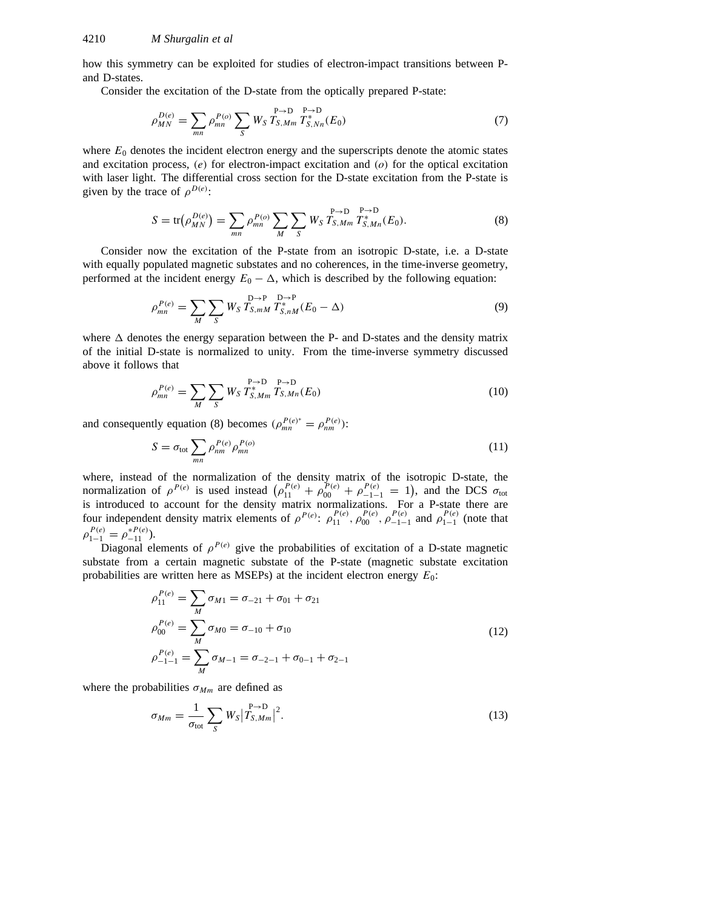how this symmetry can be exploited for studies of electron-impact transitions between P- and D-states.

Consider the excitation of the D-state from the optically prepared P-state:

$$\rho_{MN}^{D(e)} = \sum_{mn} \rho_{mn}^{P(o)} \sum_{S} W_S \overset{\mathrm{P}\to\mathrm{D}}{T_{S,Mm}} \overset{\mathrm{P}\to\mathrm{D}}{T_{S,Nn}^{*}}(E_0) \tag{7}$$

where $E_0$ denotes the incident electron energy and the superscripts denote the atomic states and excitation process, $(e)$ for electron-impact excitation and $(o)$ for the optical excitation with laser light. The differential cross section for the D-state excitation from the P-state is given by the trace of $\rho^{D(e)}$:

$$S = \mathrm{tr}\big(\rho_{MN}^{D(e)}\big) = \sum_{mn} \rho_{mn}^{P(o)} \sum_{M} \sum_{S} W_S \overset{\mathrm{P}\to\mathrm{D}}{T_{S,Mm}} \overset{\mathrm{P}\to\mathrm{D}}{T_{S,Mn}^{*}}(E_0). \tag{8}$$

Consider now the excitation of the P-state from an isotropic D-state, i.e. a D-state with equally populated magnetic substates and no coherences, in the time-inverse geometry, performed at the incident energy $E_0 - \Delta$, which is described by the following equation:

$$\rho_{mn}^{P(e)} = \sum_{M} \sum_{S} W_S \overset{\mathrm{D}\to\mathrm{P}}{T_{S,mM}} \overset{\mathrm{D}\to\mathrm{P}}{T_{S,nM}^{*}}(E_0 - \Delta) \tag{9}$$

where $\Delta$ denotes the energy separation between the P- and D-states and the density matrix of the initial D-state is normalized to unity. From the time-inverse symmetry discussed above it follows that

$$\rho_{mn}^{P(e)} = \sum_{M} \sum_{S} W_S \overset{\mathrm{P}\to\mathrm{D}}{T_{S,Mm}^{*}} \overset{\mathrm{P}\to\mathrm{D}}{T_{S,Mn}}(E_0) \tag{10}$$

and consequently equation (8) becomes ($\rho_{mn}^{P(e)*} = \rho_{nm}^{P(e)}$):

$$S = \sigma_{\mathrm{tot}} \sum_{mn} \rho_{nm}^{P(e)} \rho_{mn}^{P(o)} \tag{11}$$

where, instead of the normalization of the density matrix of the isotropic D-state, the normalization of $\rho^{P(e)}$ is used instead $\big(\rho_{11}^{P(e)} + \rho_{00}^{P(e)} + \rho_{-1-1}^{P(e)} = 1\big)$, and the DCS $\sigma_{\mathrm{tot}}$ is introduced to account for the density matrix normalizations. For a P-state there are four independent density matrix elements of $\rho^{P(e)}$: $\rho_{11}^{P(e)}$, $\rho_{00}^{P(e)}$, $\rho_{-1-1}^{P(e)}$ and $\rho_{1-1}^{P(e)}$ (note that $\rho_{1-1}^{P(e)} = \rho_{-11}^{*P(e)}$).

Diagonal elements of $\rho^{P(e)}$ give the probabilities of excitation of a D-state magnetic substate from a certain magnetic substate of the P-state (magnetic substate excitation probabilities are written here as MSEPs) at the incident electron energy $E_0$:

$$\begin{aligned}
\rho_{11}^{P(e)} &= \sum_{M} \sigma_{M1} = \sigma_{-21} + \sigma_{01} + \sigma_{21} \\
\rho_{00}^{P(e)} &= \sum_{M} \sigma_{M0} = \sigma_{-10} + \sigma_{10} \\
\rho_{-1-1}^{P(e)} &= \sum_{M} \sigma_{M-1} = \sigma_{-2-1} + \sigma_{0-1} + \sigma_{2-1}
\end{aligned} \tag{12}$$

where the probabilities $\sigma_{Mm}$ are defined as

$$\sigma_{Mm} = \frac{1}{\sigma_{\mathrm{tot}}} \sum_{S} W_S \big|\overset{\mathrm{P}\to\mathrm{D}}{T_{S,Mm}}\big|^2. \tag{13}$$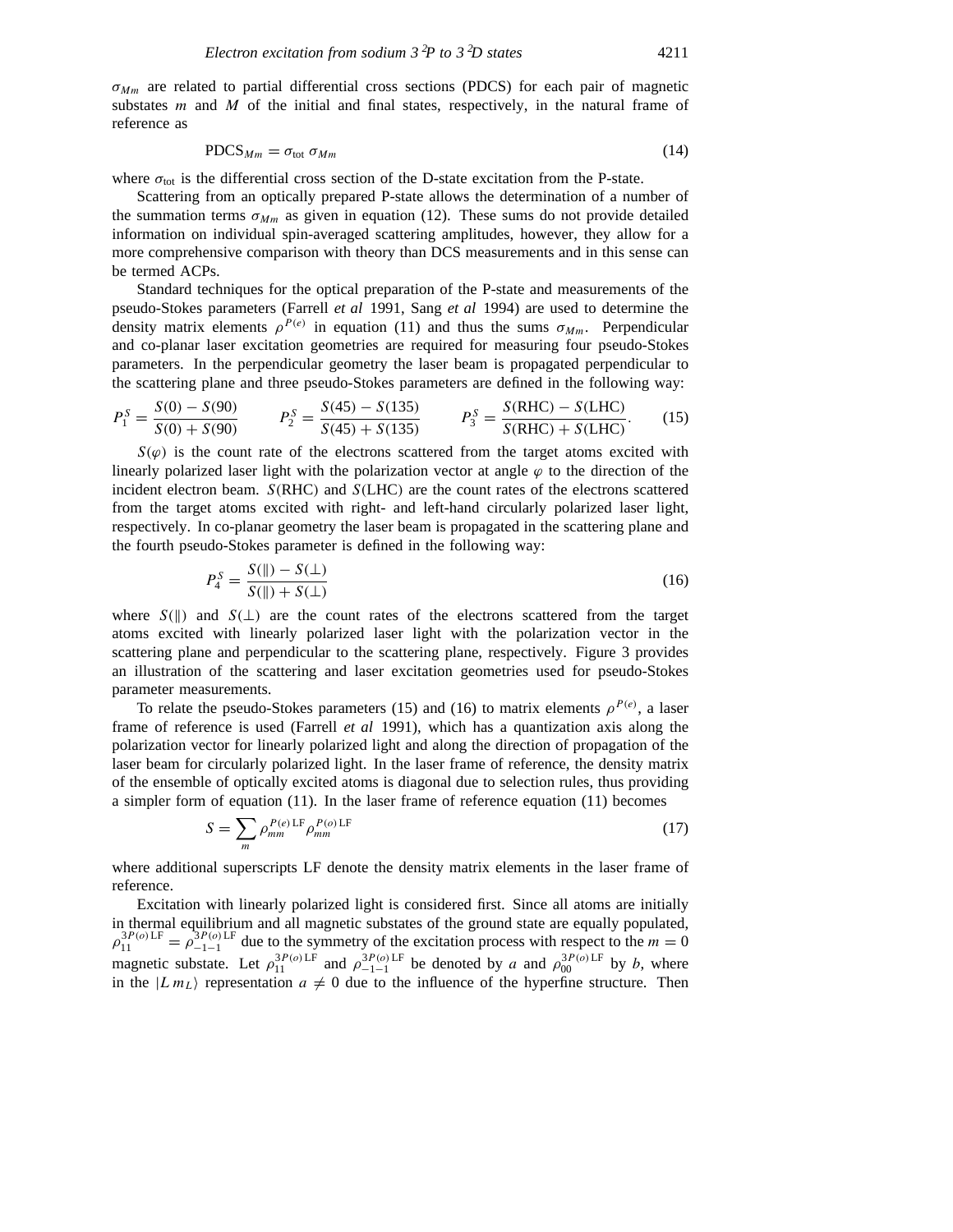$\sigma_{Mm}$ are related to partial differential cross sections (PDCS) for each pair of magnetic substates $m$ and $M$ of the initial and final states, respectively, in the natural frame of reference as

$$\text{PDCS}_{Mm} = \sigma_{\text{tot}}\, \sigma_{Mm} \tag{14}$$

where $\sigma_{\text{tot}}$ is the differential cross section of the D-state excitation from the P-state.

Scattering from an optically prepared P-state allows the determination of a number of the summation terms $\sigma_{Mm}$ as given in equation (12). These sums do not provide detailed information on individual spin-averaged scattering amplitudes, however, they allow for a more comprehensive comparison with theory than DCS measurements and in this sense can be termed ACPs.

Standard techniques for the optical preparation of the P-state and measurements of the pseudo-Stokes parameters (Farrell *et al* 1991, Sang *et al* 1994) are used to determine the density matrix elements $\rho^{P(e)}$ in equation (11) and thus the sums $\sigma_{Mm}$. Perpendicular and co-planar laser excitation geometries are required for measuring four pseudo-Stokes parameters. In the perpendicular geometry the laser beam is propagated perpendicular to the scattering plane and three pseudo-Stokes parameters are defined in the following way:

$$P_1^S = \frac{S(0) - S(90)}{S(0) + S(90)} \qquad P_2^S = \frac{S(45) - S(135)}{S(45) + S(135)} \qquad P_3^S = \frac{S(\text{RHC}) - S(\text{LHC})}{S(\text{RHC}) + S(\text{LHC})}. \tag{15}$$

$S(\varphi)$ is the count rate of the electrons scattered from the target atoms excited with linearly polarized laser light with the polarization vector at angle $\varphi$ to the direction of the incident electron beam. $S(\text{RHC})$ and $S(\text{LHC})$ are the count rates of the electrons scattered from the target atoms excited with right- and left-hand circularly polarized laser light, respectively. In co-planar geometry the laser beam is propagated in the scattering plane and the fourth pseudo-Stokes parameter is defined in the following way:

$$P_4^S = \frac{S(\parallel) - S(\perp)}{S(\parallel) + S(\perp)} \tag{16}$$

where $S(\parallel)$ and $S(\perp)$ are the count rates of the electrons scattered from the target atoms excited with linearly polarized laser light with the polarization vector in the scattering plane and perpendicular to the scattering plane, respectively. Figure 3 provides an illustration of the scattering and laser excitation geometries used for pseudo-Stokes parameter measurements.

To relate the pseudo-Stokes parameters (15) and (16) to matrix elements $\rho^{P(e)}$, a laser frame of reference is used (Farrell *et al* 1991), which has a quantization axis along the polarization vector for linearly polarized light and along the direction of propagation of the laser beam for circularly polarized light. In the laser frame of reference, the density matrix of the ensemble of optically excited atoms is diagonal due to selection rules, thus providing a simpler form of equation (11). In the laser frame of reference equation (11) becomes

$$S = \sum_m \rho_{mm}^{P(e)\,\text{LF}} \rho_{mm}^{P(o)\,\text{LF}} \tag{17}$$

where additional superscripts LF denote the density matrix elements in the laser frame of reference.

Excitation with linearly polarized light is considered first. Since all atoms are initially in thermal equilibrium and all magnetic substates of the ground state are equally populated, $\rho_{11}^{3P(o)\,\text{LF}} = \rho_{-1-1}^{3P(o)\,\text{LF}}$ due to the symmetry of the excitation process with respect to the $m = 0$ magnetic substate. Let $\rho_{11}^{3P(o)\,\text{LF}}$ and $\rho_{-1-1}^{3P(o)\,\text{LF}}$ be denoted by $a$ and $\rho_{00}^{3P(o)\,\text{LF}}$ by $b$, where in the $|L\, m_L\rangle$ representation $a \neq 0$ due to the influence of the hyperfine structure. Then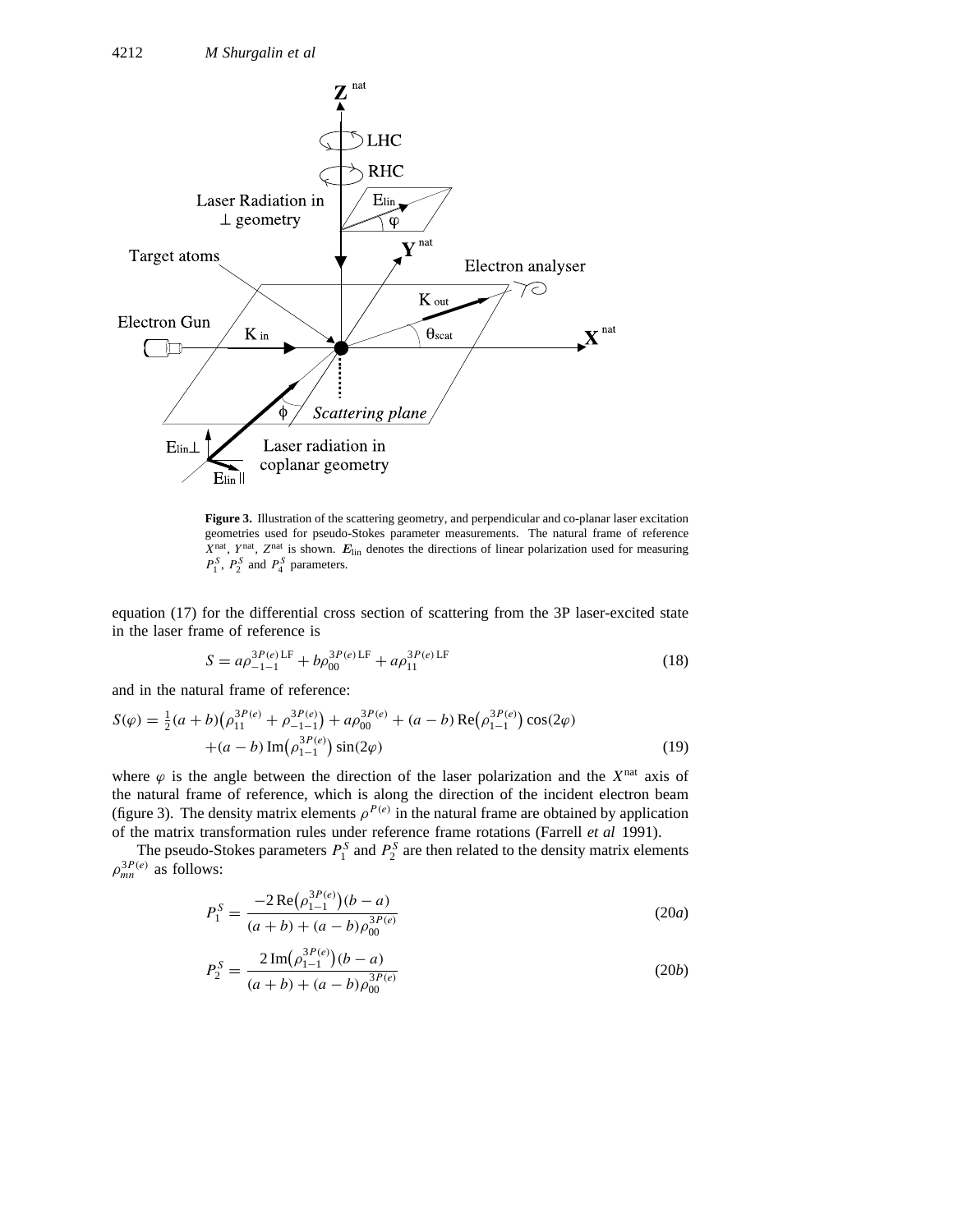**Figure 3.** Illustration of the scattering geometry, and perpendicular and co-planar laser excitation geometries used for pseudo-Stokes parameter measurements. The natural frame of reference $X^{\mathrm{nat}}$, $Y^{\mathrm{nat}}$, $Z^{\mathrm{nat}}$ is shown. $\boldsymbol{E}_{\mathrm{lin}}$ denotes the directions of linear polarization used for measuring $P_1^S$, $P_2^S$ and $P_4^S$ parameters.

equation (17) for the differential cross section of scattering from the 3P laser-excited state in the laser frame of reference is

$$S = a\rho_{-1-1}^{3P(e)\,\mathrm{LF}} + b\rho_{00}^{3P(e)\,\mathrm{LF}} + a\rho_{11}^{3P(e)\,\mathrm{LF}} \tag{18}$$

and in the natural frame of reference:

$$S(\varphi) = \tfrac{1}{2}(a+b)\left(\rho_{11}^{3P(e)} + \rho_{-1-1}^{3P(e)}\right) + a\rho_{00}^{3P(e)} + (a-b)\,\mathrm{Re}\left(\rho_{1-1}^{3P(e)}\right)\cos(2\varphi)$$
$$+(a-b)\,\mathrm{Im}\left(\rho_{1-1}^{3P(e)}\right)\sin(2\varphi) \tag{19}$$

where $\varphi$ is the angle between the direction of the laser polarization and the $X^{\mathrm{nat}}$ axis of the natural frame of reference, which is along the direction of the incident electron beam (figure 3). The density matrix elements $\rho^{P(e)}$ in the natural frame are obtained by application of the matrix transformation rules under reference frame rotations (Farrell *et al* 1991).

The pseudo-Stokes parameters $P_1^S$ and $P_2^S$ are then related to the density matrix elements $\rho_{mn}^{3P(e)}$ as follows:

$$P_1^S = \frac{-2\,\mathrm{Re}\left(\rho_{1-1}^{3P(e)}\right)(b-a)}{(a+b)+(a-b)\rho_{00}^{3P(e)}} \tag{20a}$$

$$P_2^S = \frac{2\,\mathrm{Im}\left(\rho_{1-1}^{3P(e)}\right)(b-a)}{(a+b)+(a-b)\rho_{00}^{3P(e)}} \tag{20b}$$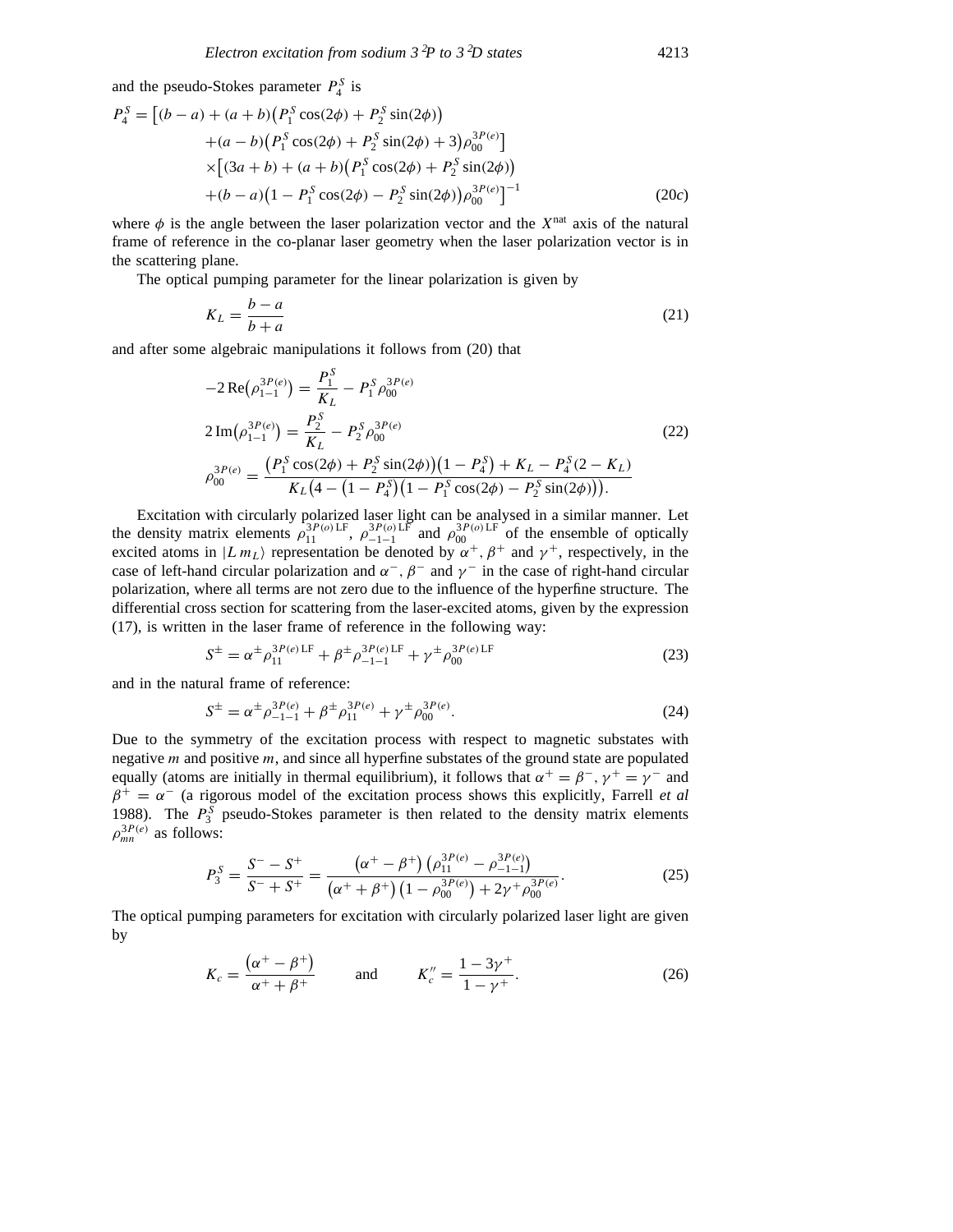and the pseudo-Stokes parameter $P_4^S$ is

$$
\begin{aligned}
P_4^S = \big[&(b-a) + (a+b)\big(P_1^S\cos(2\phi) + P_2^S\sin(2\phi)\big) \\
&+ (a-b)\big(P_1^S\cos(2\phi) + P_2^S\sin(2\phi) + 3\big)\rho_{00}^{3P(e)}\big] \\
&\times\big[(3a+b) + (a+b)\big(P_1^S\cos(2\phi) + P_2^S\sin(2\phi)\big) \\
&+ (b-a)\big(1 - P_1^S\cos(2\phi) - P_2^S\sin(2\phi)\big)\rho_{00}^{3P(e)}\big]^{-1}
\end{aligned}
\qquad (20c)
$$

where $\phi$ is the angle between the laser polarization vector and the $X^{\text{nat}}$ axis of the natural frame of reference in the co-planar laser geometry when the laser polarization vector is in the scattering plane.

The optical pumping parameter for the linear polarization is given by

$$
K_L = \frac{b-a}{b+a} \qquad (21)
$$

and after some algebraic manipulations it follows from (20) that

$$
\begin{aligned}
-2\,\mathrm{Re}\big(\rho_{1-1}^{3P(e)}\big) &= \frac{P_1^S}{K_L} - P_1^S\rho_{00}^{3P(e)} \\
2\,\mathrm{Im}\big(\rho_{1-1}^{3P(e)}\big) &= \frac{P_2^S}{K_L} - P_2^S\rho_{00}^{3P(e)} \\
\rho_{00}^{3P(e)} &= \frac{\big(P_1^S\cos(2\phi) + P_2^S\sin(2\phi)\big)\big(1-P_4^S\big) + K_L - P_4^S(2-K_L)}{K_L\big(4 - \big(1-P_4^S\big)\big(1 - P_1^S\cos(2\phi) - P_2^S\sin(2\phi)\big)\big)}.
\end{aligned}
\qquad (22)
$$

Excitation with circularly polarized laser light can be analysed in a similar manner. Let the density matrix elements $\rho_{11}^{3P(o)\,\text{LF}}$, $\rho_{-1-1}^{3P(o)\,\text{LF}}$ and $\rho_{00}^{3P(o)\,\text{LF}}$ of the ensemble of optically excited atoms in $|L\,m_L\rangle$ representation be denoted by $\alpha^+, \beta^+$ and $\gamma^+$, respectively, in the case of left-hand circular polarization and $\alpha^-, \beta^-$ and $\gamma^-$ in the case of right-hand circular polarization, where all terms are not zero due to the influence of the hyperfine structure. The differential cross section for scattering from the laser-excited atoms, given by the expression (17), is written in the laser frame of reference in the following way:

$$
S^{\pm} = \alpha^{\pm}\rho_{11}^{3P(e)\,\text{LF}} + \beta^{\pm}\rho_{-1-1}^{3P(e)\,\text{LF}} + \gamma^{\pm}\rho_{00}^{3P(e)\,\text{LF}} \qquad (23)
$$

and in the natural frame of reference:

$$
S^{\pm} = \alpha^{\pm}\rho_{-1-1}^{3P(e)} + \beta^{\pm}\rho_{11}^{3P(e)} + \gamma^{\pm}\rho_{00}^{3P(e)}. \qquad (24)
$$

Due to the symmetry of the excitation process with respect to magnetic substates with negative $m$ and positive $m$, and since all hyperfine substates of the ground state are populated equally (atoms are initially in thermal equilibrium), it follows that $\alpha^+ = \beta^-$, $\gamma^+ = \gamma^-$ and $\beta^+ = \alpha^-$ (a rigorous model of the excitation process shows this explicitly, Farrell *et al* 1988). The $P_3^S$ pseudo-Stokes parameter is then related to the density matrix elements $\rho_{mn}^{3P(e)}$ as follows:

$$
P_3^S = \frac{S^- - S^+}{S^- + S^+} = \frac{\big(\alpha^+ - \beta^+\big)\big(\rho_{11}^{3P(e)} - \rho_{-1-1}^{3P(e)}\big)}{\big(\alpha^+ + \beta^+\big)\big(1 - \rho_{00}^{3P(e)}\big) + 2\gamma^+\rho_{00}^{3P(e)}}. \qquad (25)
$$

The optical pumping parameters for excitation with circularly polarized laser light are given by

$$
K_c = \frac{\big(\alpha^+ - \beta^+\big)}{\alpha^+ + \beta^+} \qquad \text{and} \qquad K_c'' = \frac{1 - 3\gamma^+}{1 - \gamma^+}. \qquad (26)
$$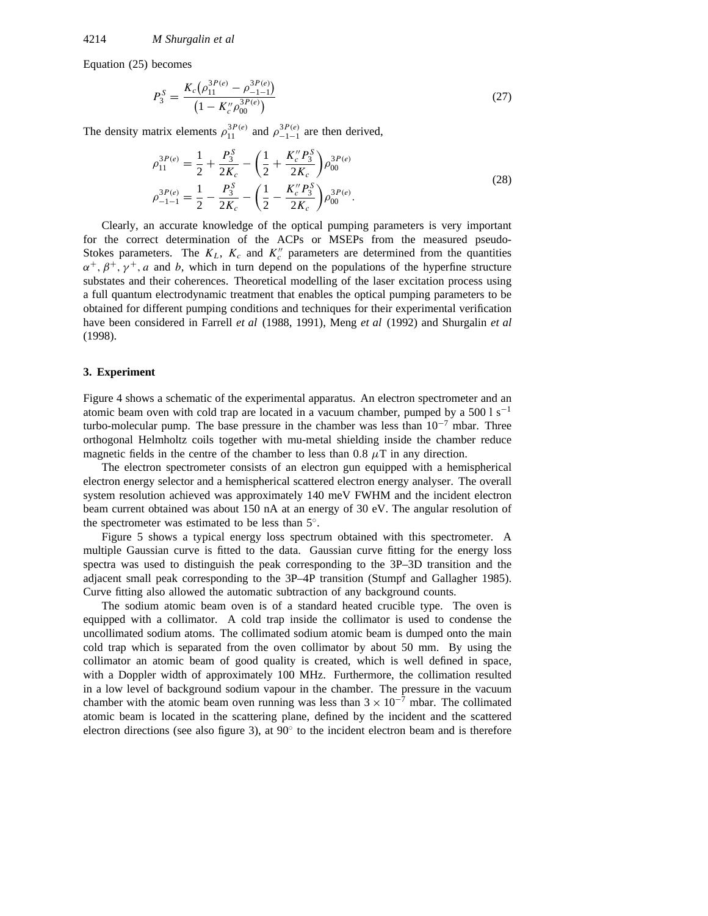Equation (25) becomes

$$P_3^S = \frac{K_c\left(\rho_{11}^{3P(e)} - \rho_{-1-1}^{3P(e)}\right)}{\left(1 - K_c''\rho_{00}^{3P(e)}\right)} \tag{27}$$

The density matrix elements $\rho_{11}^{3P(e)}$ and $\rho_{-1-1}^{3P(e)}$ are then derived,

$$\begin{aligned}
\rho_{11}^{3P(e)} &= \frac{1}{2} + \frac{P_3^S}{2K_c} - \left(\frac{1}{2} + \frac{K_c'' P_3^S}{2K_c}\right)\rho_{00}^{3P(e)} \\
\rho_{-1-1}^{3P(e)} &= \frac{1}{2} - \frac{P_3^S}{2K_c} - \left(\frac{1}{2} - \frac{K_c'' P_3^S}{2K_c}\right)\rho_{00}^{3P(e)}.
\end{aligned} \tag{28}$$

Clearly, an accurate knowledge of the optical pumping parameters is very important for the correct determination of the ACPs or MSEPs from the measured pseudo-Stokes parameters. The $K_L$, $K_c$ and $K_c''$ parameters are determined from the quantities $\alpha^+, \beta^+, \gamma^+, a$ and $b$, which in turn depend on the populations of the hyperfine structure substates and their coherences. Theoretical modelling of the laser excitation process using a full quantum electrodynamic treatment that enables the optical pumping parameters to be obtained for different pumping conditions and techniques for their experimental verification have been considered in Farrell *et al* (1988, 1991), Meng *et al* (1992) and Shurgalin *et al* (1998).

## 3. Experiment

Figure 4 shows a schematic of the experimental apparatus. An electron spectrometer and an atomic beam oven with cold trap are located in a vacuum chamber, pumped by a 500 l s$^{-1}$ turbo-molecular pump. The base pressure in the chamber was less than $10^{-7}$ mbar. Three orthogonal Helmholtz coils together with mu-metal shielding inside the chamber reduce magnetic fields in the centre of the chamber to less than 0.8 $\mu$T in any direction.

The electron spectrometer consists of an electron gun equipped with a hemispherical electron energy selector and a hemispherical scattered electron energy analyser. The overall system resolution achieved was approximately 140 meV FWHM and the incident electron beam current obtained was about 150 nA at an energy of 30 eV. The angular resolution of the spectrometer was estimated to be less than 5°.

Figure 5 shows a typical energy loss spectrum obtained with this spectrometer. A multiple Gaussian curve is fitted to the data. Gaussian curve fitting for the energy loss spectra was used to distinguish the peak corresponding to the 3P–3D transition and the adjacent small peak corresponding to the 3P–4P transition (Stumpf and Gallagher 1985). Curve fitting also allowed the automatic subtraction of any background counts.

The sodium atomic beam oven is of a standard heated crucible type. The oven is equipped with a collimator. A cold trap inside the collimator is used to condense the uncollimated sodium atoms. The collimated sodium atomic beam is dumped onto the main cold trap which is separated from the oven collimator by about 50 mm. By using the collimator an atomic beam of good quality is created, which is well defined in space, with a Doppler width of approximately 100 MHz. Furthermore, the collimation resulted in a low level of background sodium vapour in the chamber. The pressure in the vacuum chamber with the atomic beam oven running was less than $3 \times 10^{-7}$ mbar. The collimated atomic beam is located in the scattering plane, defined by the incident and the scattered electron directions (see also figure 3), at 90° to the incident electron beam and is therefore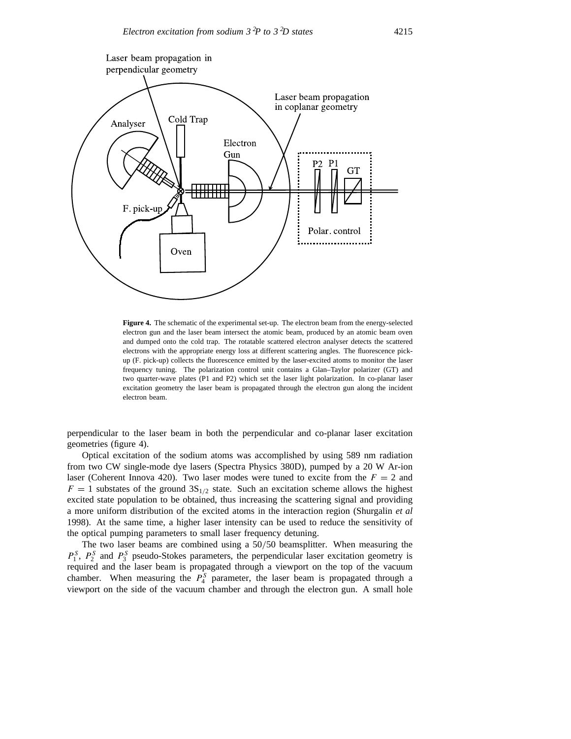**Figure 4.** The schematic of the experimental set-up. The electron beam from the energy-selected electron gun and the laser beam intersect the atomic beam, produced by an atomic beam oven and dumped onto the cold trap. The rotatable scattered electron analyser detects the scattered electrons with the appropriate energy loss at different scattering angles. The fluorescence pick-up (F. pick-up) collects the fluorescence emitted by the laser-excited atoms to monitor the laser frequency tuning. The polarization control unit contains a Glan–Taylor polarizer (GT) and two quarter-wave plates (P1 and P2) which set the laser light polarization. In co-planar laser excitation geometry the laser beam is propagated through the electron gun along the incident electron beam.

perpendicular to the laser beam in both the perpendicular and co-planar laser excitation geometries (figure 4).

Optical excitation of the sodium atoms was accomplished by using 589 nm radiation from two CW single-mode dye lasers (Spectra Physics 380D), pumped by a 20 W Ar-ion laser (Coherent Innova 420). Two laser modes were tuned to excite from the $F = 2$ and $F = 1$ substates of the ground $3S_{1/2}$ state. Such an excitation scheme allows the highest excited state population to be obtained, thus increasing the scattering signal and providing a more uniform distribution of the excited atoms in the interaction region (Shurgalin *et al* 1998). At the same time, a higher laser intensity can be used to reduce the sensitivity of the optical pumping parameters to small laser frequency detuning.

The two laser beams are combined using a 50/50 beamsplitter. When measuring the $P_1^S$, $P_2^S$ and $P_3^S$ pseudo-Stokes parameters, the perpendicular laser excitation geometry is required and the laser beam is propagated through a viewport on the top of the vacuum chamber. When measuring the $P_4^S$ parameter, the laser beam is propagated through a viewport on the side of the vacuum chamber and through the electron gun. A small hole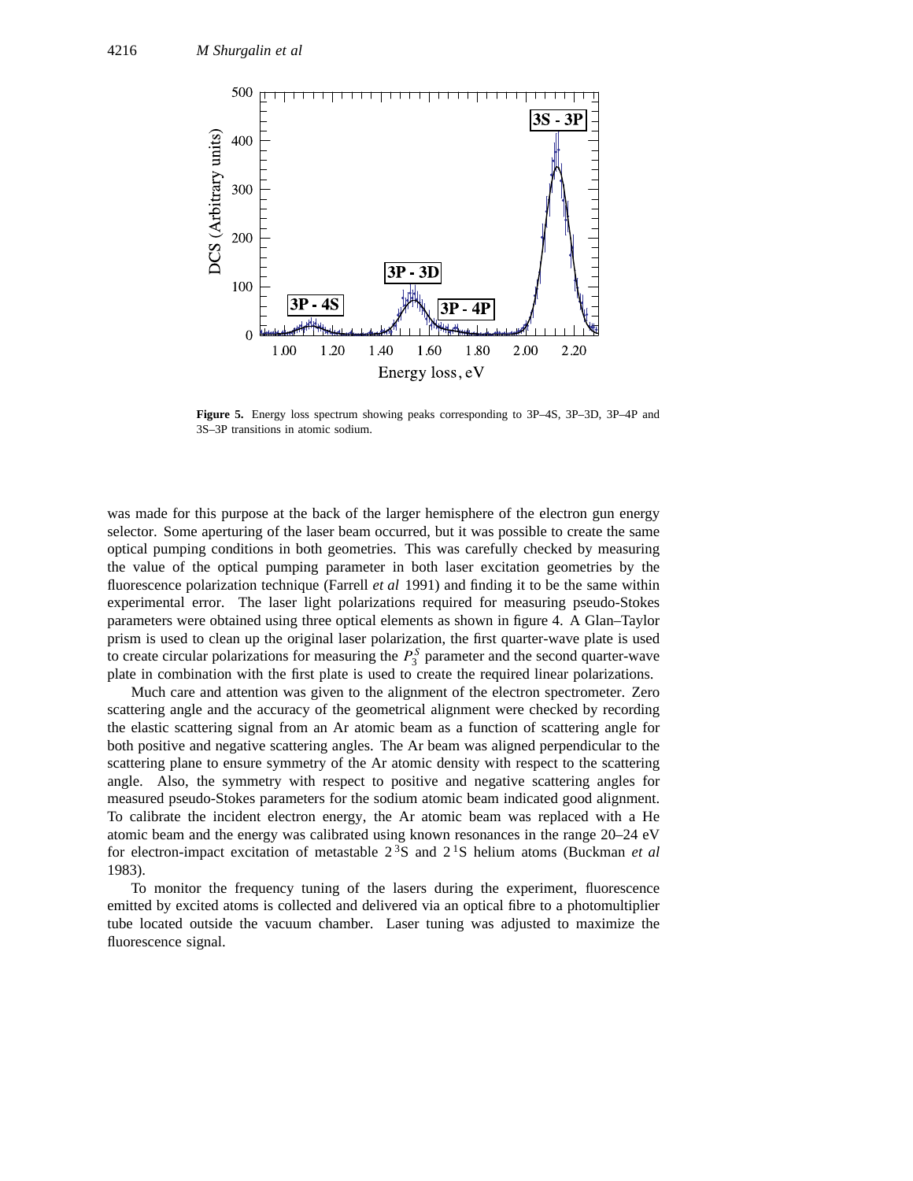**Figure 5.** Energy loss spectrum showing peaks corresponding to 3P–4S, 3P–3D, 3P–4P and 3S–3P transitions in atomic sodium.

was made for this purpose at the back of the larger hemisphere of the electron gun energy selector. Some aperturing of the laser beam occurred, but it was possible to create the same optical pumping conditions in both geometries. This was carefully checked by measuring the value of the optical pumping parameter in both laser excitation geometries by the fluorescence polarization technique (Farrell *et al* 1991) and finding it to be the same within experimental error. The laser light polarizations required for measuring pseudo-Stokes parameters were obtained using three optical elements as shown in figure 4. A Glan–Taylor prism is used to clean up the original laser polarization, the first quarter-wave plate is used to create circular polarizations for measuring the $P_3^S$ parameter and the second quarter-wave plate in combination with the first plate is used to create the required linear polarizations.

Much care and attention was given to the alignment of the electron spectrometer. Zero scattering angle and the accuracy of the geometrical alignment were checked by recording the elastic scattering signal from an Ar atomic beam as a function of scattering angle for both positive and negative scattering angles. The Ar beam was aligned perpendicular to the scattering plane to ensure symmetry of the Ar atomic density with respect to the scattering angle. Also, the symmetry with respect to positive and negative scattering angles for measured pseudo-Stokes parameters for the sodium atomic beam indicated good alignment. To calibrate the incident electron energy, the Ar atomic beam was replaced with a He atomic beam and the energy was calibrated using known resonances in the range 20–24 eV for electron-impact excitation of metastable $2\,^3$S and $2\,^1$S helium atoms (Buckman *et al* 1983).

To monitor the frequency tuning of the lasers during the experiment, fluorescence emitted by excited atoms is collected and delivered via an optical fibre to a photomultiplier tube located outside the vacuum chamber. Laser tuning was adjusted to maximize the fluorescence signal.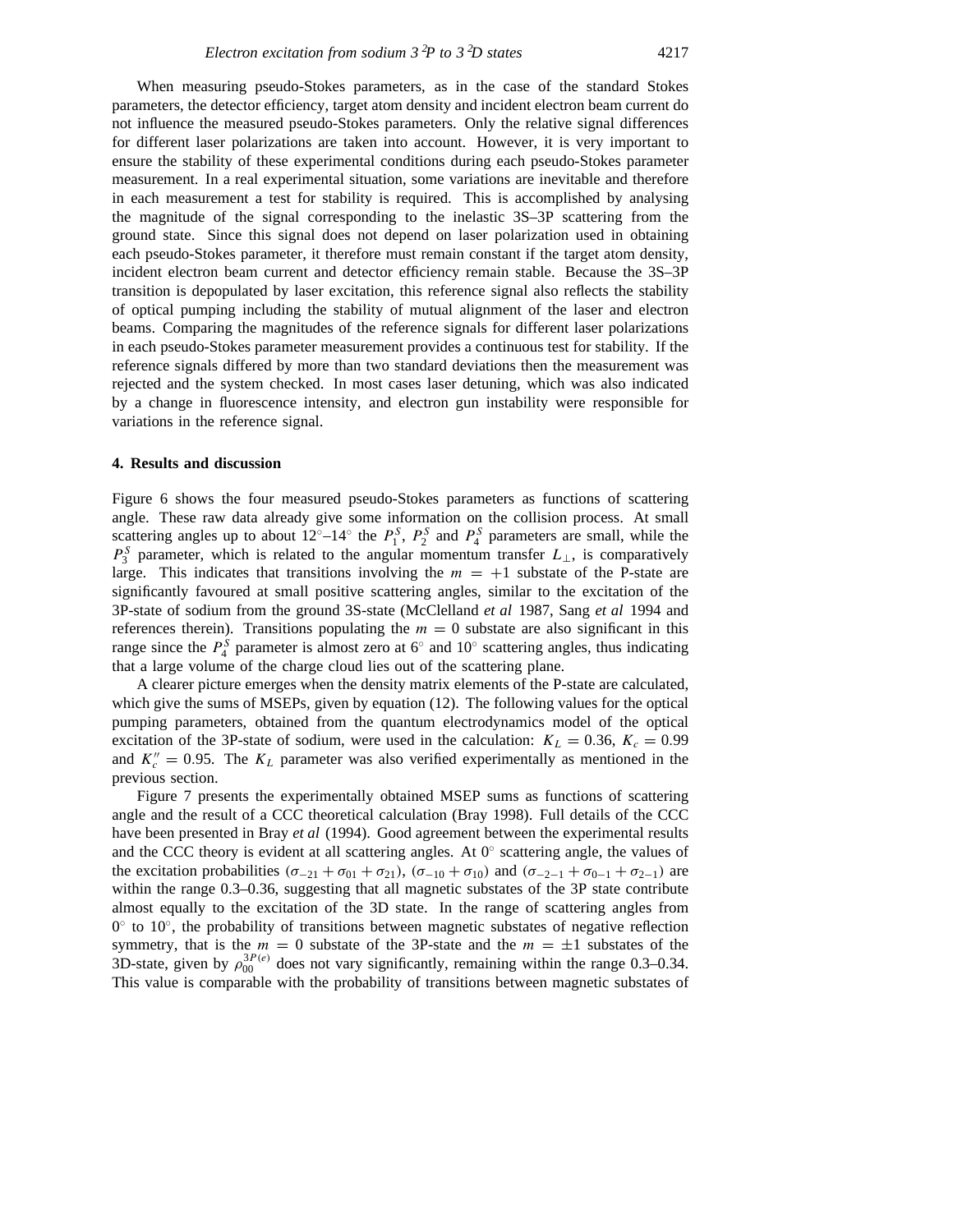When measuring pseudo-Stokes parameters, as in the case of the standard Stokes parameters, the detector efficiency, target atom density and incident electron beam current do not influence the measured pseudo-Stokes parameters. Only the relative signal differences for different laser polarizations are taken into account. However, it is very important to ensure the stability of these experimental conditions during each pseudo-Stokes parameter measurement. In a real experimental situation, some variations are inevitable and therefore in each measurement a test for stability is required. This is accomplished by analysing the magnitude of the signal corresponding to the inelastic 3S–3P scattering from the ground state. Since this signal does not depend on laser polarization used in obtaining each pseudo-Stokes parameter, it therefore must remain constant if the target atom density, incident electron beam current and detector efficiency remain stable. Because the 3S–3P transition is depopulated by laser excitation, this reference signal also reflects the stability of optical pumping including the stability of mutual alignment of the laser and electron beams. Comparing the magnitudes of the reference signals for different laser polarizations in each pseudo-Stokes parameter measurement provides a continuous test for stability. If the reference signals differed by more than two standard deviations then the measurement was rejected and the system checked. In most cases laser detuning, which was also indicated by a change in fluorescence intensity, and electron gun instability were responsible for variations in the reference signal.

## 4. Results and discussion

Figure 6 shows the four measured pseudo-Stokes parameters as functions of scattering angle. These raw data already give some information on the collision process. At small scattering angles up to about $12^\circ$–$14^\circ$ the $P_1^S$, $P_2^S$ and $P_4^S$ parameters are small, while the $P_3^S$ parameter, which is related to the angular momentum transfer $L_\perp$, is comparatively large. This indicates that transitions involving the $m = +1$ substate of the P-state are significantly favoured at small positive scattering angles, similar to the excitation of the 3P-state of sodium from the ground 3S-state (McClelland *et al* 1987, Sang *et al* 1994 and references therein). Transitions populating the $m = 0$ substate are also significant in this range since the $P_4^S$ parameter is almost zero at $6^\circ$ and $10^\circ$ scattering angles, thus indicating that a large volume of the charge cloud lies out of the scattering plane.

A clearer picture emerges when the density matrix elements of the P-state are calculated, which give the sums of MSEPs, given by equation (12). The following values for the optical pumping parameters, obtained from the quantum electrodynamics model of the optical excitation of the 3P-state of sodium, were used in the calculation: $K_L = 0.36$, $K_c = 0.99$ and $K_c'' = 0.95$. The $K_L$ parameter was also verified experimentally as mentioned in the previous section.

Figure 7 presents the experimentally obtained MSEP sums as functions of scattering angle and the result of a CCC theoretical calculation (Bray 1998). Full details of the CCC have been presented in Bray *et al* (1994). Good agreement between the experimental results and the CCC theory is evident at all scattering angles. At $0^\circ$ scattering angle, the values of the excitation probabilities $(\sigma_{-21} + \sigma_{01} + \sigma_{21})$, $(\sigma_{-10} + \sigma_{10})$ and $(\sigma_{-2-1} + \sigma_{0-1} + \sigma_{2-1})$ are within the range 0.3–0.36, suggesting that all magnetic substates of the 3P state contribute almost equally to the excitation of the 3D state. In the range of scattering angles from $0^\circ$ to $10^\circ$, the probability of transitions between magnetic substates of negative reflection symmetry, that is the $m = 0$ substate of the 3P-state and the $m = \pm 1$ substates of the 3D-state, given by $\rho_{00}^{3P(e)}$ does not vary significantly, remaining within the range 0.3–0.34. This value is comparable with the probability of transitions between magnetic substates of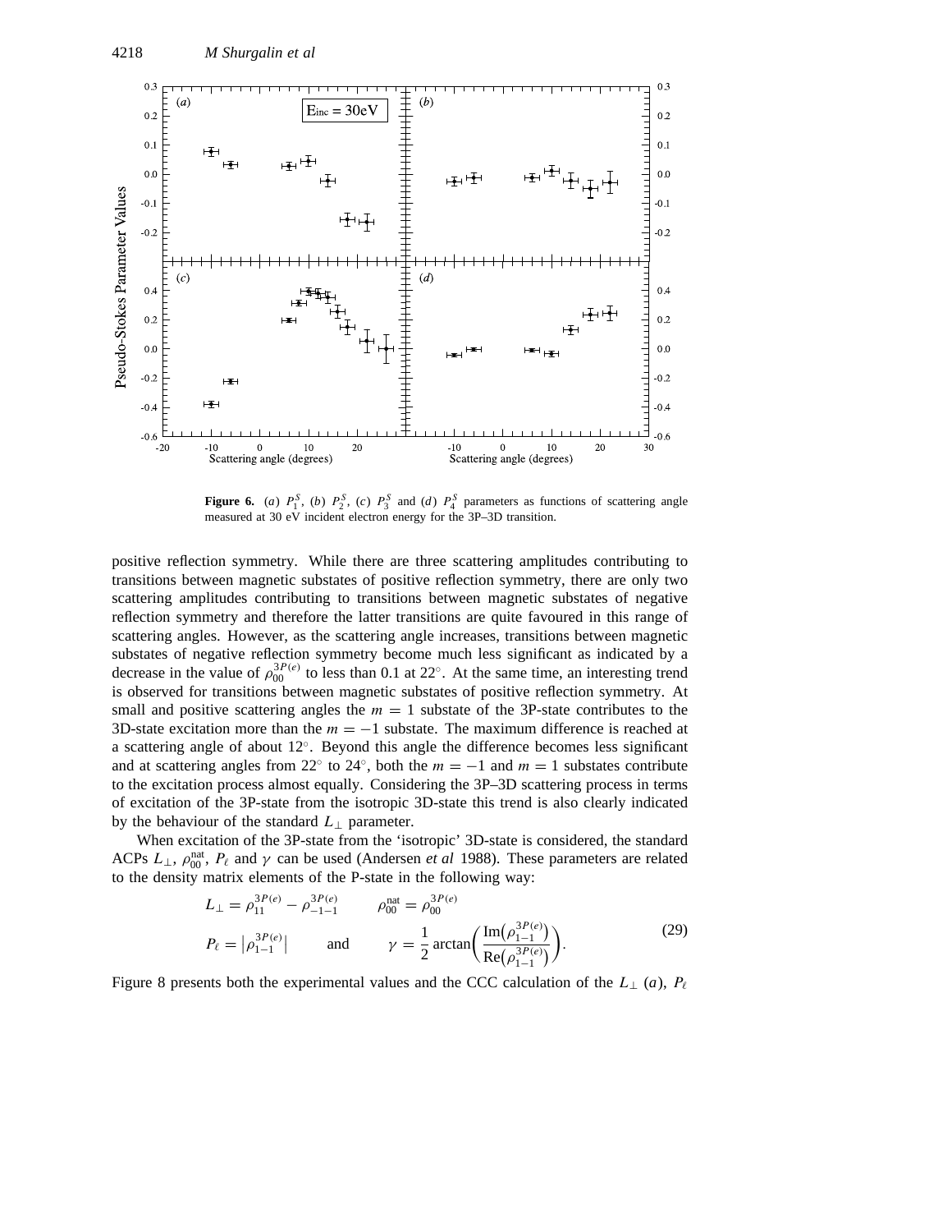**Figure 6.** (*a*) $P_1^S$, (*b*) $P_2^S$, (*c*) $P_3^S$ and (*d*) $P_4^S$ parameters as functions of scattering angle measured at 30 eV incident electron energy for the 3P–3D transition.

positive reflection symmetry. While there are three scattering amplitudes contributing to transitions between magnetic substates of positive reflection symmetry, there are only two scattering amplitudes contributing to transitions between magnetic substates of negative reflection symmetry and therefore the latter transitions are quite favoured in this range of scattering angles. However, as the scattering angle increases, transitions between magnetic substates of negative reflection symmetry become much less significant as indicated by a decrease in the value of $\rho_{00}^{3P(e)}$ to less than 0.1 at 22°. At the same time, an interesting trend is observed for transitions between magnetic substates of positive reflection symmetry. At small and positive scattering angles the $m = 1$ substate of the 3P-state contributes to the 3D-state excitation more than the $m = -1$ substate. The maximum difference is reached at a scattering angle of about 12°. Beyond this angle the difference becomes less significant and at scattering angles from 22° to 24°, both the $m = -1$ and $m = 1$ substates contribute to the excitation process almost equally. Considering the 3P–3D scattering process in terms of excitation of the 3P-state from the isotropic 3D-state this trend is also clearly indicated by the behaviour of the standard $L_\perp$ parameter.

When excitation of the 3P-state from the 'isotropic' 3D-state is considered, the standard ACPs $L_\perp$, $\rho_{00}^{\rm nat}$, $P_\ell$ and $\gamma$ can be used (Andersen *et al* 1988). These parameters are related to the density matrix elements of the P-state in the following way:

$$
\begin{aligned}
L_\perp &= \rho_{11}^{3P(e)} - \rho_{-1-1}^{3P(e)} \qquad \rho_{00}^{\rm nat} = \rho_{00}^{3P(e)} \\
P_\ell &= \left|\rho_{1-1}^{3P(e)}\right| \qquad \text{and} \qquad \gamma = \frac{1}{2}\arctan\left(\frac{\mathrm{Im}\left(\rho_{1-1}^{3P(e)}\right)}{\mathrm{Re}\left(\rho_{1-1}^{3P(e)}\right)}\right).
\end{aligned}
\tag{29}
$$

Figure 8 presents both the experimental values and the CCC calculation of the $L_\perp$ (*a*), $P_\ell$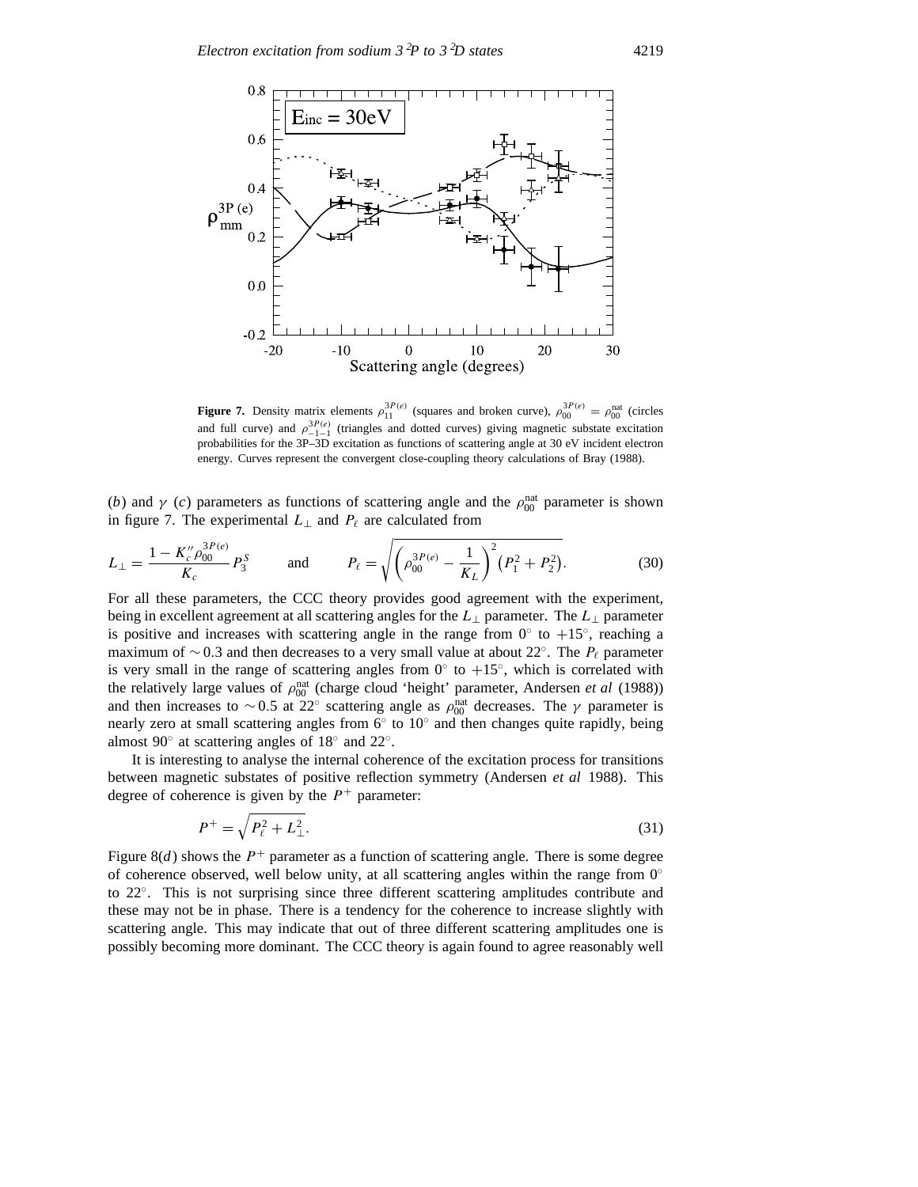**Figure 7.** Density matrix elements $\rho_{11}^{3P(e)}$ (squares and broken curve), $\rho_{00}^{3P(e)} = \rho_{00}^{\text{nat}}$ (circles and full curve) and $\rho_{-1-1}^{3P(e)}$ (triangles and dotted curves) giving magnetic substate excitation probabilities for the 3P–3D excitation as functions of scattering angle at 30 eV incident electron energy. Curves represent the convergent close-coupling theory calculations of Bray (1988).

(*b*) and $\gamma$ (*c*) parameters as functions of scattering angle and the $\rho_{00}^{\text{nat}}$ parameter is shown in figure 7. The experimental $L_\perp$ and $P_\ell$ are calculated from

$$L_\perp = \frac{1 - K_c'' \rho_{00}^{3P(e)}}{K_c} P_3^S \qquad \text{and} \qquad P_\ell = \sqrt{\left(\rho_{00}^{3P(e)} - \frac{1}{K_L}\right)^2 \left(P_1^2 + P_2^2\right)}. \tag{30}$$

For all these parameters, the CCC theory provides good agreement with the experiment, being in excellent agreement at all scattering angles for the $L_\perp$ parameter. The $L_\perp$ parameter is positive and increases with scattering angle in the range from 0° to +15°, reaching a maximum of $\sim 0.3$ and then decreases to a very small value at about 22°. The $P_\ell$ parameter is very small in the range of scattering angles from 0° to +15°, which is correlated with the relatively large values of $\rho_{00}^{\text{nat}}$ (charge cloud 'height' parameter, Andersen *et al* (1988)) and then increases to $\sim 0.5$ at 22° scattering angle as $\rho_{00}^{\text{nat}}$ decreases. The $\gamma$ parameter is nearly zero at small scattering angles from 6° to 10° and then changes quite rapidly, being almost 90° at scattering angles of 18° and 22°.

It is interesting to analyse the internal coherence of the excitation process for transitions between magnetic substates of positive reflection symmetry (Andersen *et al* 1988). This degree of coherence is given by the $P^+$ parameter:

$$P^+ = \sqrt{P_\ell^2 + L_\perp^2}. \tag{31}$$

Figure 8(*d*) shows the $P^+$ parameter as a function of scattering angle. There is some degree of coherence observed, well below unity, at all scattering angles within the range from 0° to 22°. This is not surprising since three different scattering amplitudes contribute and these may not be in phase. There is a tendency for the coherence to increase slightly with scattering angle. This may indicate that out of three different scattering amplitudes one is possibly becoming more dominant. The CCC theory is again found to agree reasonably well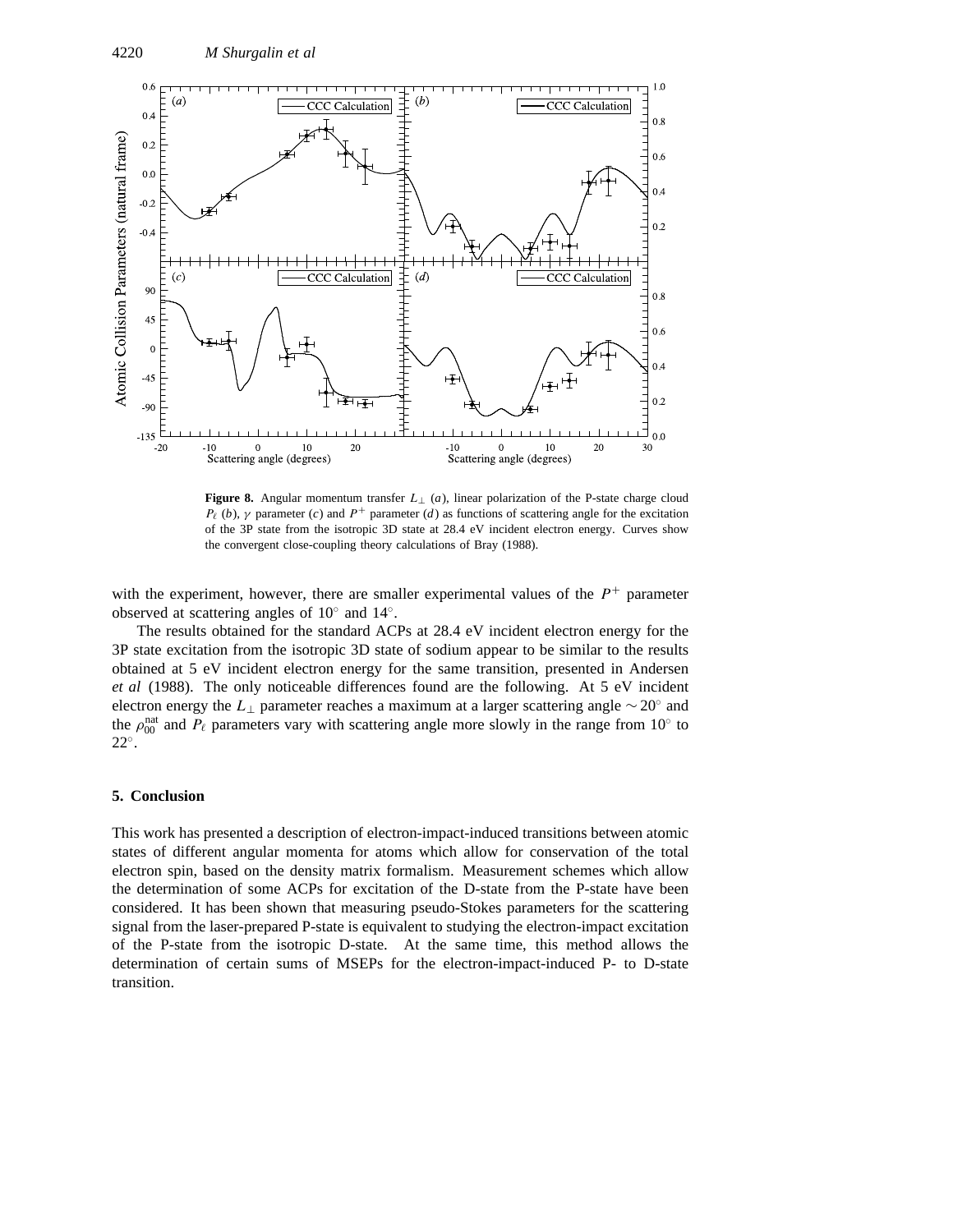**Figure 8.** Angular momentum transfer $L_\perp$ (*a*), linear polarization of the P-state charge cloud $P_\ell$ (*b*), $\gamma$ parameter (*c*) and $P^+$ parameter (*d*) as functions of scattering angle for the excitation of the 3P state from the isotropic 3D state at 28.4 eV incident electron energy. Curves show the convergent close-coupling theory calculations of Bray (1988).

with the experiment, however, there are smaller experimental values of the $P^+$ parameter observed at scattering angles of 10° and 14°.

The results obtained for the standard ACPs at 28.4 eV incident electron energy for the 3P state excitation from the isotropic 3D state of sodium appear to be similar to the results obtained at 5 eV incident electron energy for the same transition, presented in Andersen *et al* (1988). The only noticeable differences found are the following. At 5 eV incident electron energy the $L_\perp$ parameter reaches a maximum at a larger scattering angle $\sim 20°$ and the $\rho_{00}^{\text{nat}}$ and $P_\ell$ parameters vary with scattering angle more slowly in the range from 10° to 22°.

## 5. Conclusion

This work has presented a description of electron-impact-induced transitions between atomic states of different angular momenta for atoms which allow for conservation of the total electron spin, based on the density matrix formalism. Measurement schemes which allow the determination of some ACPs for excitation of the D-state from the P-state have been considered. It has been shown that measuring pseudo-Stokes parameters for the scattering signal from the laser-prepared P-state is equivalent to studying the electron-impact excitation of the P-state from the isotropic D-state. At the same time, this method allows the determination of certain sums of MSEPs for the electron-impact-induced P- to D-state transition.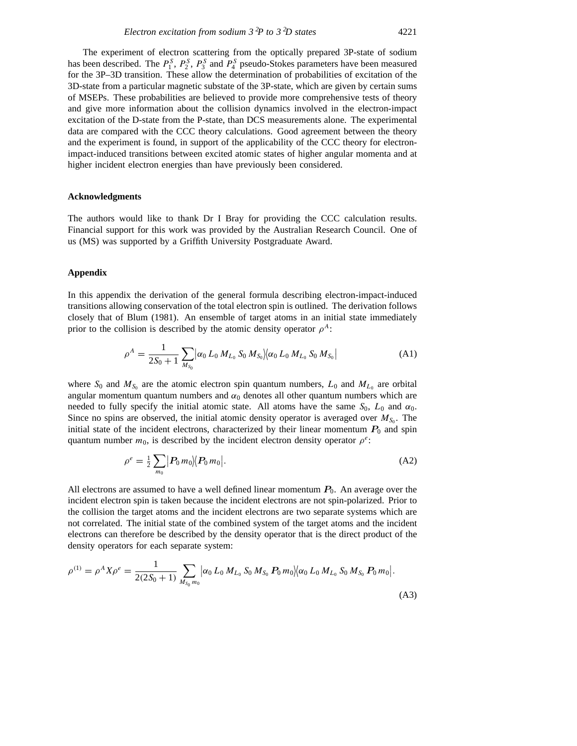The experiment of electron scattering from the optically prepared 3P-state of sodium has been described. The $P_1^S$, $P_2^S$, $P_3^S$ and $P_4^S$ pseudo-Stokes parameters have been measured for the 3P–3D transition. These allow the determination of probabilities of excitation of the 3D-state from a particular magnetic substate of the 3P-state, which are given by certain sums of MSEPs. These probabilities are believed to provide more comprehensive tests of theory and give more information about the collision dynamics involved in the electron-impact excitation of the D-state from the P-state, than DCS measurements alone. The experimental data are compared with the CCC theory calculations. Good agreement between the theory and the experiment is found, in support of the applicability of the CCC theory for electron-impact-induced transitions between excited atomic states of higher angular momenta and at higher incident electron energies than have previously been considered.

## Acknowledgments

The authors would like to thank Dr I Bray for providing the CCC calculation results. Financial support for this work was provided by the Australian Research Council. One of us (MS) was supported by a Griffith University Postgraduate Award.

## Appendix

In this appendix the derivation of the general formula describing electron-impact-induced transitions allowing conservation of the total electron spin is outlined. The derivation follows closely that of Blum (1981). An ensemble of target atoms in an initial state immediately prior to the collision is described by the atomic density operator $\rho^A$:

$$\rho^A = \frac{1}{2S_0+1}\sum_{M_{S_0}} \left|\alpha_0\, L_0\, M_{L_0}\, S_0\, M_{S_0}\right\rangle\!\left\langle \alpha_0\, L_0\, M_{L_0}\, S_0\, M_{S_0}\right| \tag{A1}$$

where $S_0$ and $M_{S_0}$ are the atomic electron spin quantum numbers, $L_0$ and $M_{L_0}$ are orbital angular momentum quantum numbers and $\alpha_0$ denotes all other quantum numbers which are needed to fully specify the initial atomic state. All atoms have the same $S_0$, $L_0$ and $\alpha_0$. Since no spins are observed, the initial atomic density operator is averaged over $M_{S_0}$. The initial state of the incident electrons, characterized by their linear momentum $\boldsymbol{P}_0$ and spin quantum number $m_0$, is described by the incident electron density operator $\rho^e$:

$$\rho^e = \tfrac{1}{2}\sum_{m_0} \left|\boldsymbol{P}_0\, m_0\right\rangle\!\left\langle \boldsymbol{P}_0\, m_0\right|. \tag{A2}$$

All electrons are assumed to have a well defined linear momentum $\boldsymbol{P}_0$. An average over the incident electron spin is taken because the incident electrons are not spin-polarized. Prior to the collision the target atoms and the incident electrons are two separate systems which are not correlated. The initial state of the combined system of the target atoms and the incident electrons can therefore be described by the density operator that is the direct product of the density operators for each separate system:

$$\rho^{(1)} = \rho^A X \rho^e = \frac{1}{2(2S_0+1)}\sum_{M_{S_0}\, m_0} \left|\alpha_0\, L_0\, M_{L_0}\, S_0\, M_{S_0}\, \boldsymbol{P}_0\, m_0\right\rangle\!\left\langle \alpha_0\, L_0\, M_{L_0}\, S_0\, M_{S_0}\, \boldsymbol{P}_0\, m_0\right|. \tag{A3}$$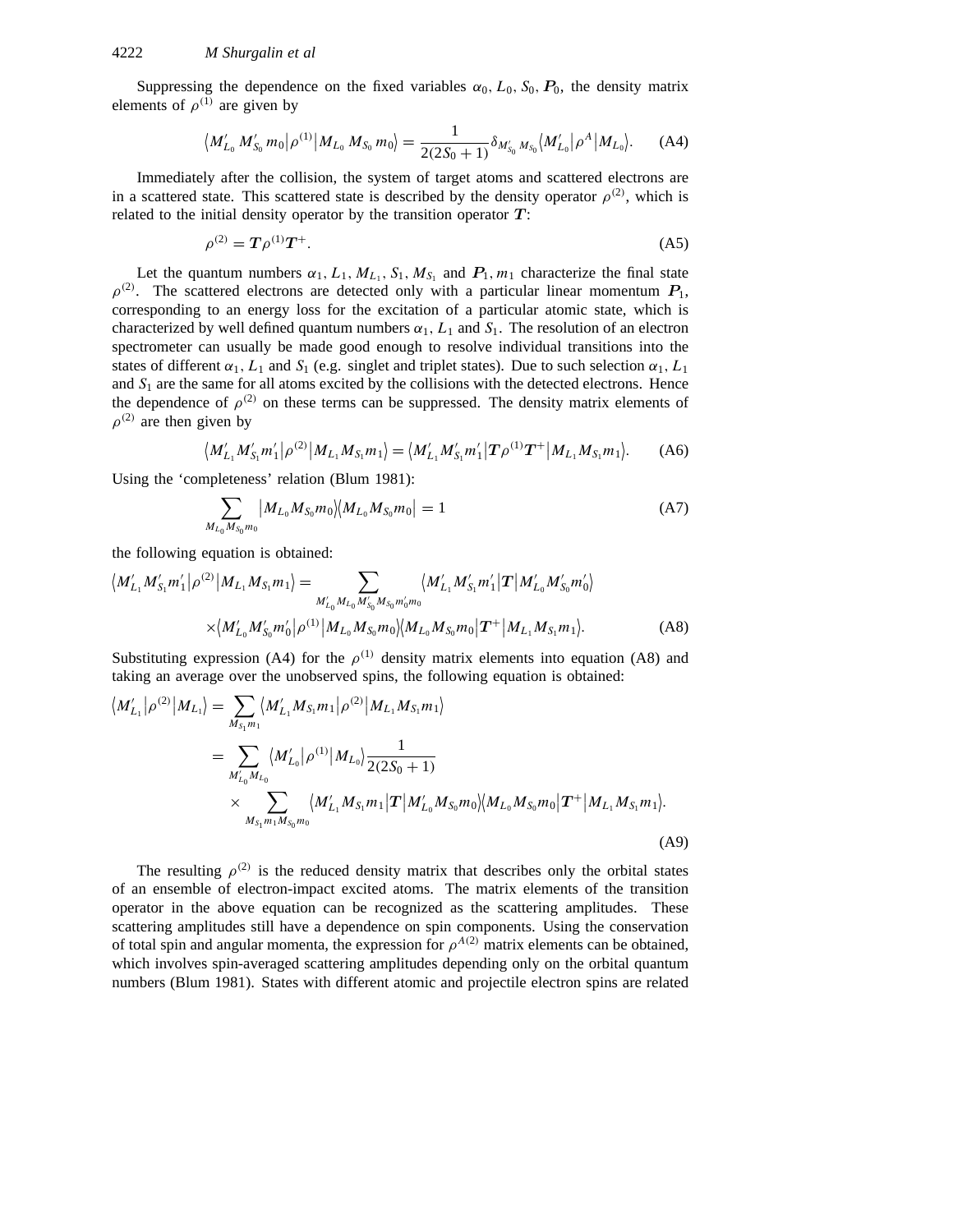Suppressing the dependence on the fixed variables $\alpha_0$, $L_0$, $S_0$, $\boldsymbol{P}_0$, the density matrix elements of $\rho^{(1)}$ are given by

$$\langle M'_{L_0}\, M'_{S_0}\, m_0|\rho^{(1)}|M_{L_0}\, M_{S_0}\, m_0\rangle = \frac{1}{2(2S_0+1)}\delta_{M'_{S_0}\, M_{S_0}}\langle M'_{L_0}|\rho^A|M_{L_0}\rangle. \tag{A4}$$

Immediately after the collision, the system of target atoms and scattered electrons are in a scattered state. This scattered state is described by the density operator $\rho^{(2)}$, which is related to the initial density operator by the transition operator $\boldsymbol{T}$:

$$\rho^{(2)} = \boldsymbol{T}\rho^{(1)}\boldsymbol{T}^{+}. \tag{A5}$$

Let the quantum numbers $\alpha_1$, $L_1$, $M_{L_1}$, $S_1$, $M_{S_1}$ and $\boldsymbol{P}_1$, $m_1$ characterize the final state $\rho^{(2)}$. The scattered electrons are detected only with a particular linear momentum $\boldsymbol{P}_1$, corresponding to an energy loss for the excitation of a particular atomic state, which is characterized by well defined quantum numbers $\alpha_1$, $L_1$ and $S_1$. The resolution of an electron spectrometer can usually be made good enough to resolve individual transitions into the states of different $\alpha_1$, $L_1$ and $S_1$ (e.g. singlet and triplet states). Due to such selection $\alpha_1$, $L_1$ and $S_1$ are the same for all atoms excited by the collisions with the detected electrons. Hence the dependence of $\rho^{(2)}$ on these terms can be suppressed. The density matrix elements of $\rho^{(2)}$ are then given by

$$\langle M'_{L_1} M'_{S_1} m'_1|\rho^{(2)}|M_{L_1} M_{S_1} m_1\rangle = \langle M'_{L_1} M'_{S_1} m'_1|\boldsymbol{T}\rho^{(1)}\boldsymbol{T}^{+}|M_{L_1} M_{S_1} m_1\rangle. \tag{A6}$$

Using the 'completeness' relation (Blum 1981):

$$\sum_{M_{L_0} M_{S_0} m_0} |M_{L_0} M_{S_0} m_0\rangle\langle M_{L_0} M_{S_0} m_0| = 1 \tag{A7}$$

the following equation is obtained:

$$\begin{aligned}\langle M'_{L_1} M'_{S_1} m'_1|\rho^{(2)}|M_{L_1} M_{S_1} m_1\rangle &= \sum_{M'_{L_0} M_{L_0} M'_{S_0} M_{S_0} m'_0 m_0} \langle M'_{L_1} M'_{S_1} m'_1|\boldsymbol{T}|M'_{L_0} M'_{S_0} m'_0\rangle \\ &\quad\times\langle M'_{L_0} M'_{S_0} m'_0|\rho^{(1)}|M_{L_0} M_{S_0} m_0\rangle\langle M_{L_0} M_{S_0} m_0|\boldsymbol{T}^{+}|M_{L_1} M_{S_1} m_1\rangle.\end{aligned} \tag{A8}$$

Substituting expression (A4) for the $\rho^{(1)}$ density matrix elements into equation (A8) and taking an average over the unobserved spins, the following equation is obtained:

$$\begin{aligned}\langle M'_{L_1}|\rho^{(2)}|M_{L_1}\rangle &= \sum_{M_{S_1} m_1} \langle M'_{L_1} M_{S_1} m_1|\rho^{(2)}|M_{L_1} M_{S_1} m_1\rangle \\ &= \sum_{M'_{L_0} M_{L_0}} \langle M'_{L_0}|\rho^{(1)}|M_{L_0}\rangle \frac{1}{2(2S_0+1)} \\ &\quad\times \sum_{M_{S_1} m_1 M_{S_0} m_0} \langle M'_{L_1} M_{S_1} m_1|\boldsymbol{T}|M'_{L_0} M_{S_0} m_0\rangle\langle M_{L_0} M_{S_0} m_0|\boldsymbol{T}^{+}|M_{L_1} M_{S_1} m_1\rangle.\end{aligned} \tag{A9}$$

The resulting $\rho^{(2)}$ is the reduced density matrix that describes only the orbital states of an ensemble of electron-impact excited atoms. The matrix elements of the transition operator in the above equation can be recognized as the scattering amplitudes. These scattering amplitudes still have a dependence on spin components. Using the conservation of total spin and angular momenta, the expression for $\rho^{A(2)}$ matrix elements can be obtained, which involves spin-averaged scattering amplitudes depending only on the orbital quantum numbers (Blum 1981). States with different atomic and projectile electron spins are related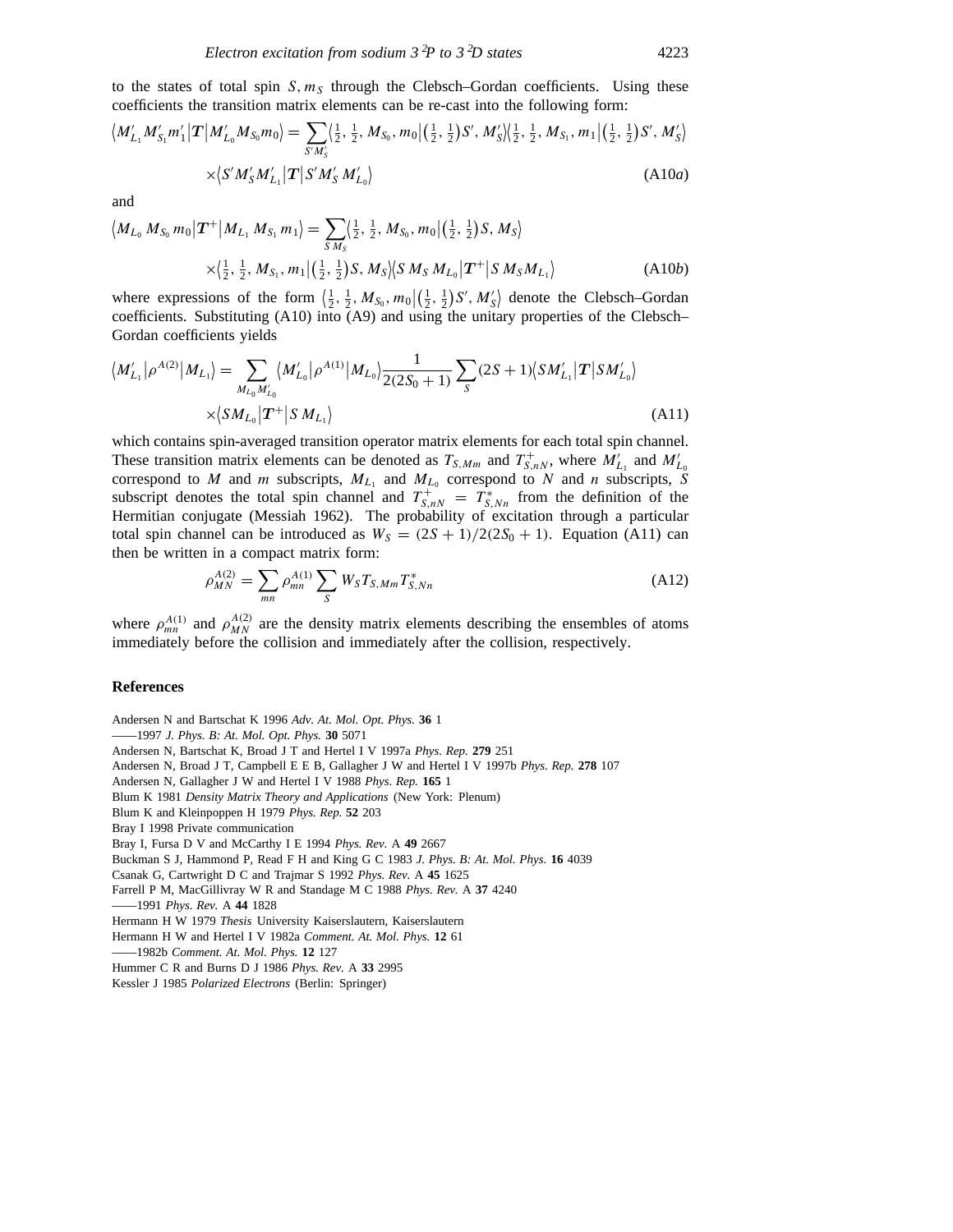to the states of total spin $S, m_S$ through the Clebsch–Gordan coefficients. Using these coefficients the transition matrix elements can be re-cast into the following form:

$$\langle M'_{L_1} M'_{S_1} m'_1 | \boldsymbol{T} | M'_{L_0} M_{S_0} m_0 \rangle = \sum_{S' M'_S} \langle \tfrac{1}{2}, \tfrac{1}{2}, M_{S_0}, m_0 | (\tfrac{1}{2}, \tfrac{1}{2}) S', M'_S \rangle \langle \tfrac{1}{2}, \tfrac{1}{2}, M_{S_1}, m_1 | (\tfrac{1}{2}, \tfrac{1}{2}) S', M'_S \rangle$$
$$\times \langle S' M'_S M'_{L_1} | \boldsymbol{T} | S' M'_S M'_{L_0} \rangle \tag{A10$a$}$$

and

$$\langle M_{L_0} M_{S_0} m_0 | \boldsymbol{T}^+ | M_{L_1} M_{S_1} m_1 \rangle = \sum_{S M_S} \langle \tfrac{1}{2}, \tfrac{1}{2}, M_{S_0}, m_0 | (\tfrac{1}{2}, \tfrac{1}{2}) S, M_S \rangle$$
$$\times \langle \tfrac{1}{2}, \tfrac{1}{2}, M_{S_1}, m_1 | (\tfrac{1}{2}, \tfrac{1}{2}) S, M_S \rangle \langle S M_S M_{L_0} | \boldsymbol{T}^+ | S M_S M_{L_1} \rangle \tag{A10$b$}$$

where expressions of the form $\langle \tfrac{1}{2}, \tfrac{1}{2}, M_{S_0}, m_0 | (\tfrac{1}{2}, \tfrac{1}{2}) S', M'_S \rangle$ denote the Clebsch–Gordan coefficients. Substituting (A10) into (A9) and using the unitary properties of the Clebsch–Gordan coefficients yields

$$\langle M'_{L_1} | \rho^{A(2)} | M_{L_1} \rangle = \sum_{M_{L_0} M'_{L_0}} \langle M'_{L_0} | \rho^{A(1)} | M_{L_0} \rangle \frac{1}{2(2S_0+1)} \sum_S (2S+1) \langle S M'_{L_1} | \boldsymbol{T} | S M'_{L_0} \rangle$$
$$\times \langle S M_{L_0} | \boldsymbol{T}^+ | S M_{L_1} \rangle \tag{A11}$$

which contains spin-averaged transition operator matrix elements for each total spin channel. These transition matrix elements can be denoted as $T_{S,Mm}$ and $T^+_{S,nN}$, where $M'_{L_1}$ and $M'_{L_0}$ correspond to $M$ and $m$ subscripts, $M_{L_1}$ and $M_{L_0}$ correspond to $N$ and $n$ subscripts, $S$ subscript denotes the total spin channel and $T^+_{S,nN} = T^*_{S,Nn}$ from the definition of the Hermitian conjugate (Messiah 1962). The probability of excitation through a particular total spin channel can be introduced as $W_S = (2S+1)/2(2S_0+1)$. Equation (A11) can then be written in a compact matrix form:

$$\rho^{A(2)}_{MN} = \sum_{mn} \rho^{A(1)}_{mn} \sum_S W_S T_{S,Mm} T^*_{S,Nn} \tag{A12}$$

where $\rho^{A(1)}_{mn}$ and $\rho^{A(2)}_{MN}$ are the density matrix elements describing the ensembles of atoms immediately before the collision and immediately after the collision, respectively.

## References

Andersen N and Bartschat K 1996 *Adv. At. Mol. Opt. Phys.* **36** 1
——1997 *J. Phys. B: At. Mol. Opt. Phys.* **30** 5071
Andersen N, Bartschat K, Broad J T and Hertel I V 1997a *Phys. Rep.* **279** 251
Andersen N, Broad J T, Campbell E E B, Gallagher J W and Hertel I V 1997b *Phys. Rep.* **278** 107
Andersen N, Gallagher J W and Hertel I V 1988 *Phys. Rep.* **165** 1
Blum K 1981 *Density Matrix Theory and Applications* (New York: Plenum)
Blum K and Kleinpoppen H 1979 *Phys. Rep.* **52** 203
Bray I 1998 Private communication
Bray I, Fursa D V and McCarthy I E 1994 *Phys. Rev.* A **49** 2667
Buckman S J, Hammond P, Read F H and King G C 1983 *J. Phys. B: At. Mol. Phys.* **16** 4039
Csanak G, Cartwright D C and Trajmar S 1992 *Phys. Rev.* A **45** 1625
Farrell P M, MacGillivray W R and Standage M C 1988 *Phys. Rev.* A **37** 4240
——1991 *Phys. Rev.* A **44** 1828
Hermann H W 1979 *Thesis* University Kaiserslautern, Kaiserslautern
Hermann H W and Hertel I V 1982a *Comment. At. Mol. Phys.* **12** 61
——1982b *Comment. At. Mol. Phys.* **12** 127
Hummer C R and Burns D J 1986 *Phys. Rev.* A **33** 2995
Kessler J 1985 *Polarized Electrons* (Berlin: Springer)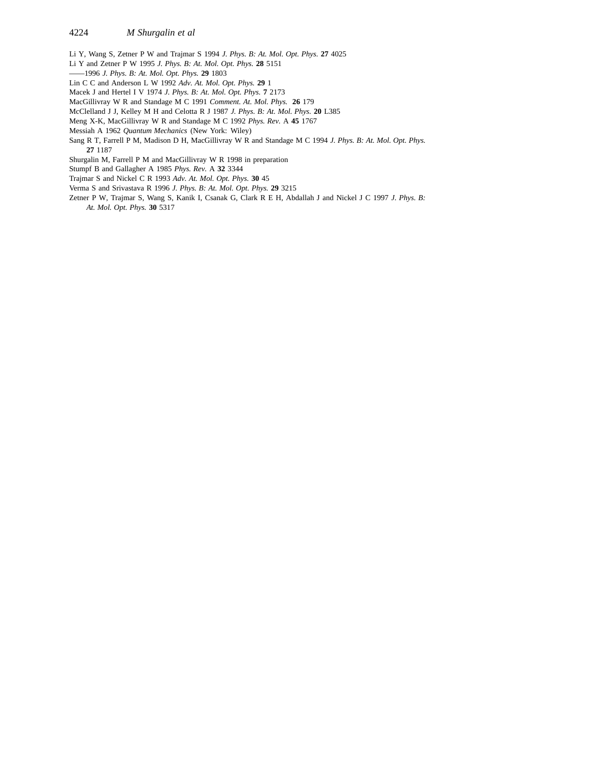Li Y, Wang S, Zetner P W and Trajmar S 1994 *J. Phys. B: At. Mol. Opt. Phys.* **27** 4025

Li Y and Zetner P W 1995 *J. Phys. B: At. Mol. Opt. Phys.* **28** 5151

——1996 *J. Phys. B: At. Mol. Opt. Phys.* **29** 1803

Lin C C and Anderson L W 1992 *Adv. At. Mol. Opt. Phys.* **29** 1

Macek J and Hertel I V 1974 *J. Phys. B: At. Mol. Opt. Phys.* **7** 2173

MacGillivray W R and Standage M C 1991 *Comment. At. Mol. Phys.* **26** 179

McClelland J J, Kelley M H and Celotta R J 1987 *J. Phys. B: At. Mol. Phys.* **20** L385

Meng X-K, MacGillivray W R and Standage M C 1992 *Phys. Rev.* A **45** 1767

Messiah A 1962 *Quantum Mechanics* (New York: Wiley)

Sang R T, Farrell P M, Madison D H, MacGillivray W R and Standage M C 1994 *J. Phys. B: At. Mol. Opt. Phys.* **27** 1187

Shurgalin M, Farrell P M and MacGillivray W R 1998 in preparation

Stumpf B and Gallagher A 1985 *Phys. Rev.* A **32** 3344

Trajmar S and Nickel C R 1993 *Adv. At. Mol. Opt. Phys.* **30** 45

Verma S and Srivastava R 1996 *J. Phys. B: At. Mol. Opt. Phys.* **29** 3215

Zetner P W, Trajmar S, Wang S, Kanik I, Csanak G, Clark R E H, Abdallah J and Nickel J C 1997 *J. Phys. B: At. Mol. Opt. Phys.* **30** 5317